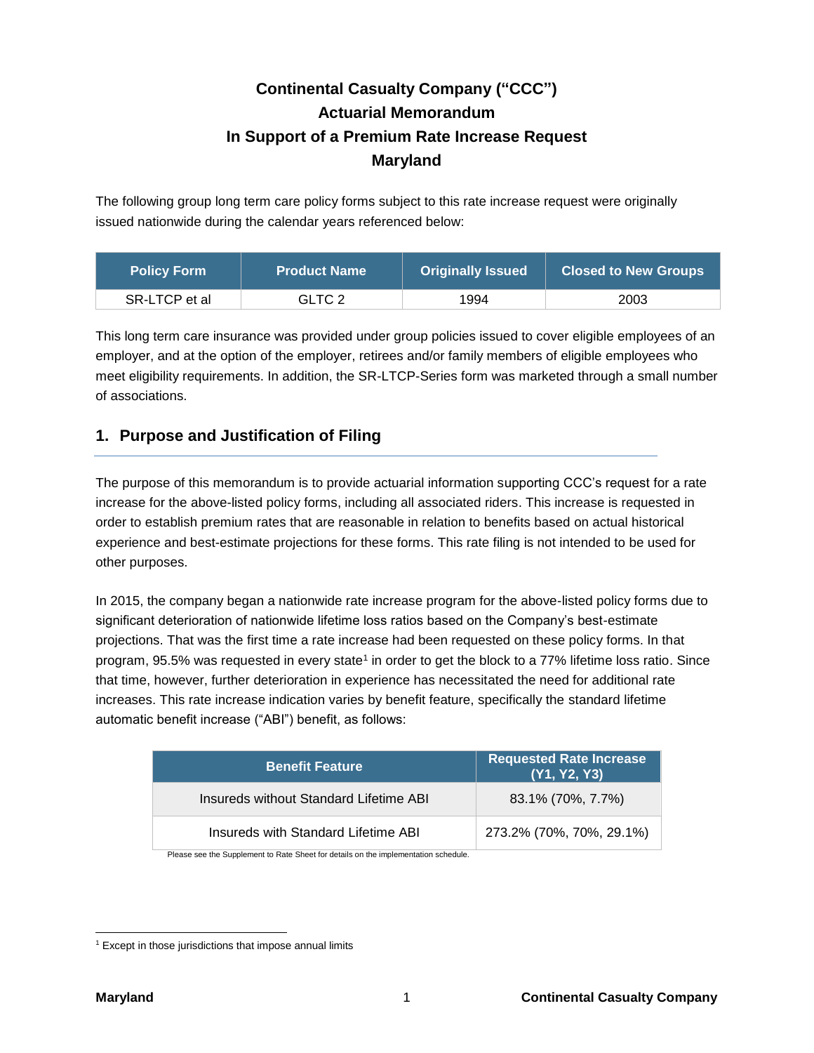# Continental Casualty Company ("CCC")
# Actuarial Memorandum
# In Support of a Premium Rate Increase Request
# Maryland

The following group long term care policy forms subject to this rate increase request were originally issued nationwide during the calendar years referenced below:

| Policy Form | Product Name | Originally Issued | Closed to New Groups |
|---|---|---|---|
| SR-LTCP et al | GLTC 2 | 1994 | 2003 |

This long term care insurance was provided under group policies issued to cover eligible employees of an employer, and at the option of the employer, retirees and/or family members of eligible employees who meet eligibility requirements. In addition, the SR-LTCP-Series form was marketed through a small number of associations.

## 1. Purpose and Justification of Filing

The purpose of this memorandum is to provide actuarial information supporting CCC's request for a rate increase for the above-listed policy forms, including all associated riders. This increase is requested in order to establish premium rates that are reasonable in relation to benefits based on actual historical experience and best-estimate projections for these forms. This rate filing is not intended to be used for other purposes.

In 2015, the company began a nationwide rate increase program for the above-listed policy forms due to significant deterioration of nationwide lifetime loss ratios based on the Company's best-estimate projections. That was the first time a rate increase had been requested on these policy forms. In that program, 95.5% was requested in every state[1] in order to get the block to a 77% lifetime loss ratio. Since that time, however, further deterioration in experience has necessitated the need for additional rate increases. This rate increase indication varies by benefit feature, specifically the standard lifetime automatic benefit increase ("ABI") benefit, as follows:

| Benefit Feature | Requested Rate Increase (Y1, Y2, Y3) |
|---|---|
| Insureds without Standard Lifetime ABI | 83.1% (70%, 7.7%) |
| Insureds with Standard Lifetime ABI | 273.2% (70%, 70%, 29.1%) |

Please see the Supplement to Rate Sheet for details on the implementation schedule.

[1] Except in those jurisdictions that impose annual limits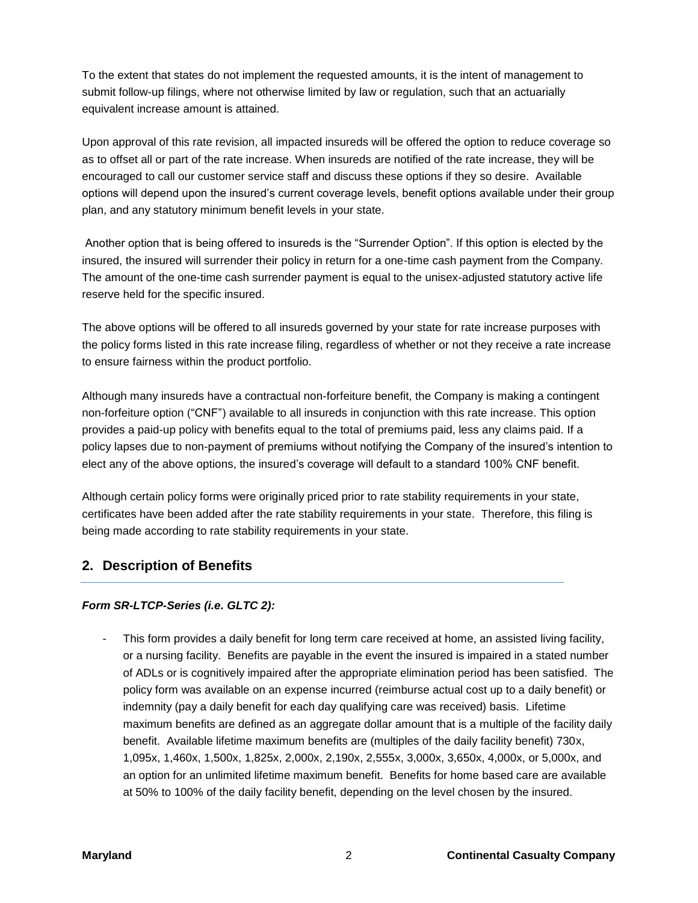To the extent that states do not implement the requested amounts, it is the intent of management to submit follow-up filings, where not otherwise limited by law or regulation, such that an actuarially equivalent increase amount is attained.

Upon approval of this rate revision, all impacted insureds will be offered the option to reduce coverage so as to offset all or part of the rate increase. When insureds are notified of the rate increase, they will be encouraged to call our customer service staff and discuss these options if they so desire. Available options will depend upon the insured's current coverage levels, benefit options available under their group plan, and any statutory minimum benefit levels in your state.

Another option that is being offered to insureds is the "Surrender Option". If this option is elected by the insured, the insured will surrender their policy in return for a one-time cash payment from the Company. The amount of the one-time cash surrender payment is equal to the unisex-adjusted statutory active life reserve held for the specific insured.

The above options will be offered to all insureds governed by your state for rate increase purposes with the policy forms listed in this rate increase filing, regardless of whether or not they receive a rate increase to ensure fairness within the product portfolio.

Although many insureds have a contractual non-forfeiture benefit, the Company is making a contingent non-forfeiture option ("CNF") available to all insureds in conjunction with this rate increase. This option provides a paid-up policy with benefits equal to the total of premiums paid, less any claims paid. If a policy lapses due to non-payment of premiums without notifying the Company of the insured's intention to elect any of the above options, the insured's coverage will default to a standard 100% CNF benefit.

Although certain policy forms were originally priced prior to rate stability requirements in your state, certificates have been added after the rate stability requirements in your state. Therefore, this filing is being made according to rate stability requirements in your state.

## 2. Description of Benefits

***Form SR-LTCP-Series (i.e. GLTC 2):***

- This form provides a daily benefit for long term care received at home, an assisted living facility, or a nursing facility. Benefits are payable in the event the insured is impaired in a stated number of ADLs or is cognitively impaired after the appropriate elimination period has been satisfied. The policy form was available on an expense incurred (reimburse actual cost up to a daily benefit) or indemnity (pay a daily benefit for each day qualifying care was received) basis. Lifetime maximum benefits are defined as an aggregate dollar amount that is a multiple of the facility daily benefit. Available lifetime maximum benefits are (multiples of the daily facility benefit) 730x, 1,095x, 1,460x, 1,500x, 1,825x, 2,000x, 2,190x, 2,555x, 3,000x, 3,650x, 4,000x, or 5,000x, and an option for an unlimited lifetime maximum benefit. Benefits for home based care are available at 50% to 100% of the daily facility benefit, depending on the level chosen by the insured.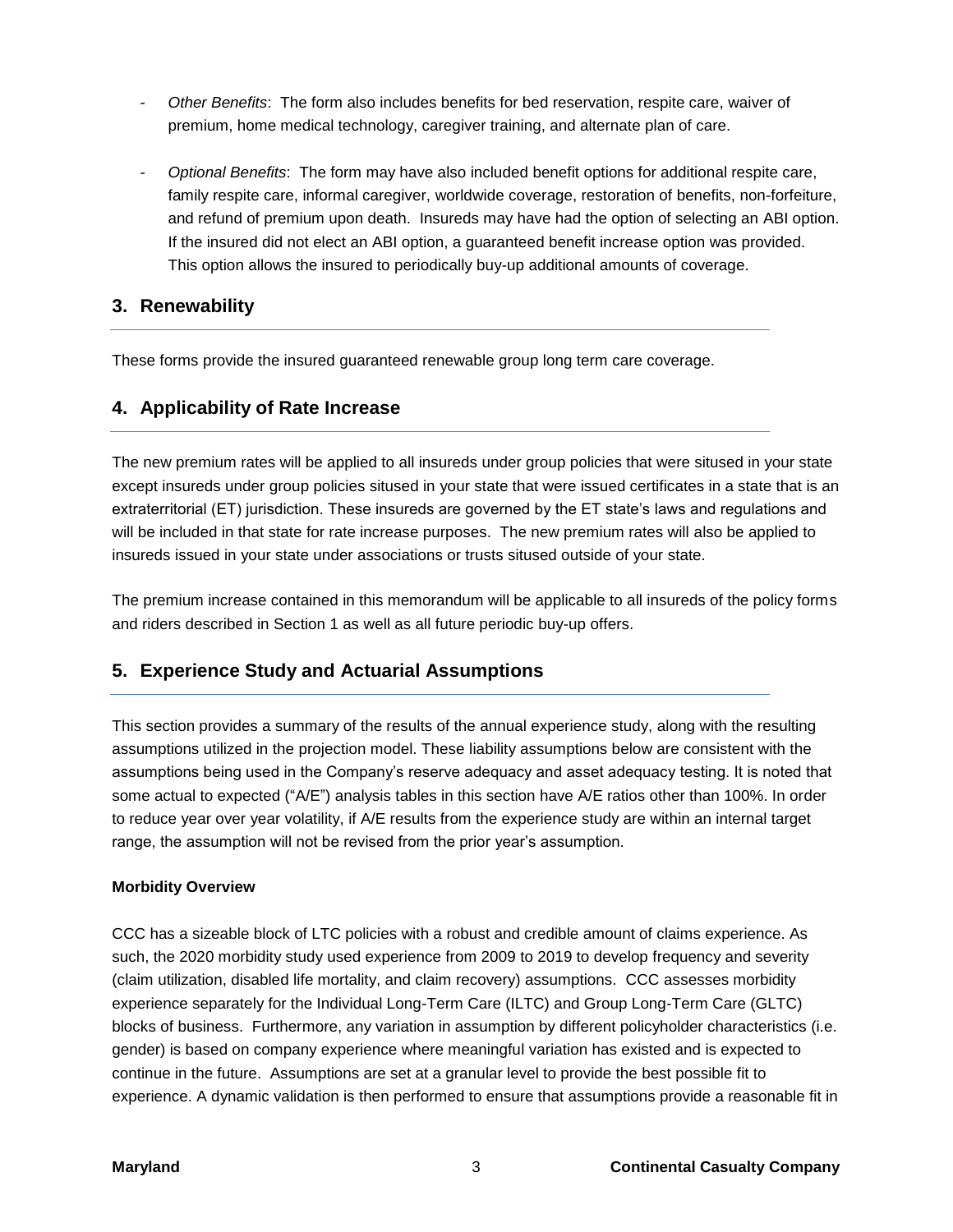- *Other Benefits*: The form also includes benefits for bed reservation, respite care, waiver of premium, home medical technology, caregiver training, and alternate plan of care.

- *Optional Benefits*: The form may have also included benefit options for additional respite care, family respite care, informal caregiver, worldwide coverage, restoration of benefits, non-forfeiture, and refund of premium upon death. Insureds may have had the option of selecting an ABI option. If the insured did not elect an ABI option, a guaranteed benefit increase option was provided. This option allows the insured to periodically buy-up additional amounts of coverage.

## 3. Renewability

These forms provide the insured guaranteed renewable group long term care coverage.

## 4. Applicability of Rate Increase

The new premium rates will be applied to all insureds under group policies that were sitused in your state except insureds under group policies sitused in your state that were issued certificates in a state that is an extraterritorial (ET) jurisdiction. These insureds are governed by the ET state's laws and regulations and will be included in that state for rate increase purposes. The new premium rates will also be applied to insureds issued in your state under associations or trusts sitused outside of your state.

The premium increase contained in this memorandum will be applicable to all insureds of the policy forms and riders described in Section 1 as well as all future periodic buy-up offers.

## 5. Experience Study and Actuarial Assumptions

This section provides a summary of the results of the annual experience study, along with the resulting assumptions utilized in the projection model. These liability assumptions below are consistent with the assumptions being used in the Company's reserve adequacy and asset adequacy testing. It is noted that some actual to expected ("A/E") analysis tables in this section have A/E ratios other than 100%. In order to reduce year over year volatility, if A/E results from the experience study are within an internal target range, the assumption will not be revised from the prior year's assumption.

**Morbidity Overview**

CCC has a sizeable block of LTC policies with a robust and credible amount of claims experience. As such, the 2020 morbidity study used experience from 2009 to 2019 to develop frequency and severity (claim utilization, disabled life mortality, and claim recovery) assumptions. CCC assesses morbidity experience separately for the Individual Long-Term Care (ILTC) and Group Long-Term Care (GLTC) blocks of business. Furthermore, any variation in assumption by different policyholder characteristics (i.e. gender) is based on company experience where meaningful variation has existed and is expected to continue in the future. Assumptions are set at a granular level to provide the best possible fit to experience. A dynamic validation is then performed to ensure that assumptions provide a reasonable fit in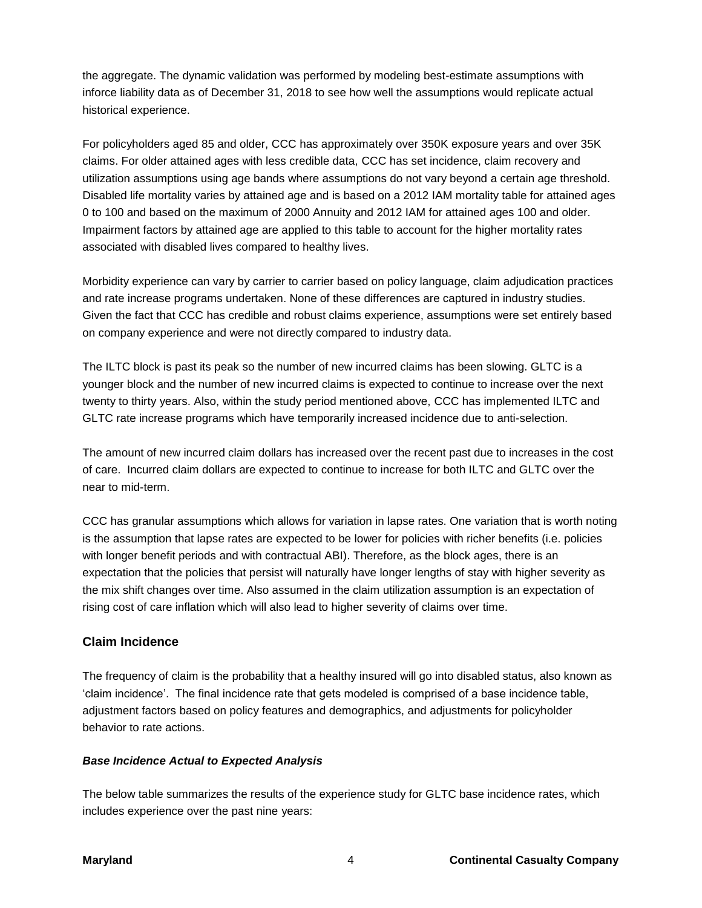the aggregate. The dynamic validation was performed by modeling best-estimate assumptions with inforce liability data as of December 31, 2018 to see how well the assumptions would replicate actual historical experience.

For policyholders aged 85 and older, CCC has approximately over 350K exposure years and over 35K claims. For older attained ages with less credible data, CCC has set incidence, claim recovery and utilization assumptions using age bands where assumptions do not vary beyond a certain age threshold. Disabled life mortality varies by attained age and is based on a 2012 IAM mortality table for attained ages 0 to 100 and based on the maximum of 2000 Annuity and 2012 IAM for attained ages 100 and older. Impairment factors by attained age are applied to this table to account for the higher mortality rates associated with disabled lives compared to healthy lives.

Morbidity experience can vary by carrier to carrier based on policy language, claim adjudication practices and rate increase programs undertaken. None of these differences are captured in industry studies. Given the fact that CCC has credible and robust claims experience, assumptions were set entirely based on company experience and were not directly compared to industry data.

The ILTC block is past its peak so the number of new incurred claims has been slowing. GLTC is a younger block and the number of new incurred claims is expected to continue to increase over the next twenty to thirty years. Also, within the study period mentioned above, CCC has implemented ILTC and GLTC rate increase programs which have temporarily increased incidence due to anti-selection.

The amount of new incurred claim dollars has increased over the recent past due to increases in the cost of care. Incurred claim dollars are expected to continue to increase for both ILTC and GLTC over the near to mid-term.

CCC has granular assumptions which allows for variation in lapse rates. One variation that is worth noting is the assumption that lapse rates are expected to be lower for policies with richer benefits (i.e. policies with longer benefit periods and with contractual ABI). Therefore, as the block ages, there is an expectation that the policies that persist will naturally have longer lengths of stay with higher severity as the mix shift changes over time. Also assumed in the claim utilization assumption is an expectation of rising cost of care inflation which will also lead to higher severity of claims over time.

## Claim Incidence

The frequency of claim is the probability that a healthy insured will go into disabled status, also known as 'claim incidence'. The final incidence rate that gets modeled is comprised of a base incidence table, adjustment factors based on policy features and demographics, and adjustments for policyholder behavior to rate actions.

### *Base Incidence Actual to Expected Analysis*

The below table summarizes the results of the experience study for GLTC base incidence rates, which includes experience over the past nine years: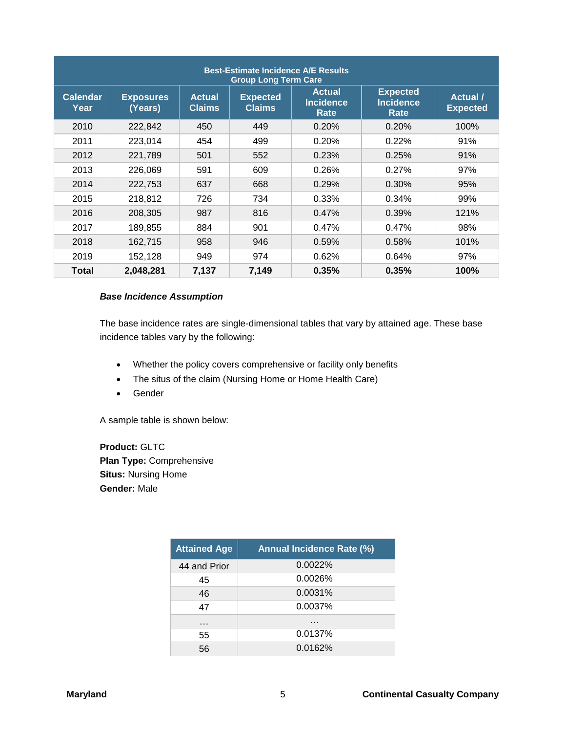| Best-Estimate Incidence A/E Results<br>Group Long Term Care | | | | | | |
|---|---|---|---|---|---|---|
| **Calendar Year** | **Exposures (Years)** | **Actual Claims** | **Expected Claims** | **Actual Incidence Rate** | **Expected Incidence Rate** | **Actual / Expected** |
| 2010 | 222,842 | 450 | 449 | 0.20% | 0.20% | 100% |
| 2011 | 223,014 | 454 | 499 | 0.20% | 0.22% | 91% |
| 2012 | 221,789 | 501 | 552 | 0.23% | 0.25% | 91% |
| 2013 | 226,069 | 591 | 609 | 0.26% | 0.27% | 97% |
| 2014 | 222,753 | 637 | 668 | 0.29% | 0.30% | 95% |
| 2015 | 218,812 | 726 | 734 | 0.33% | 0.34% | 99% |
| 2016 | 208,305 | 987 | 816 | 0.47% | 0.39% | 121% |
| 2017 | 189,855 | 884 | 901 | 0.47% | 0.47% | 98% |
| 2018 | 162,715 | 958 | 946 | 0.59% | 0.58% | 101% |
| 2019 | 152,128 | 949 | 974 | 0.62% | 0.64% | 97% |
| **Total** | **2,048,281** | **7,137** | **7,149** | **0.35%** | **0.35%** | **100%** |

***Base Incidence Assumption***

The base incidence rates are single-dimensional tables that vary by attained age. These base incidence tables vary by the following:

- Whether the policy covers comprehensive or facility only benefits
- The situs of the claim (Nursing Home or Home Health Care)
- Gender

A sample table is shown below:

**Product:** GLTC
**Plan Type:** Comprehensive
**Situs:** Nursing Home
**Gender:** Male

| Attained Age | Annual Incidence Rate (%) |
|---|---|
| 44 and Prior | 0.0022% |
| 45 | 0.0026% |
| 46 | 0.0031% |
| 47 | 0.0037% |
| … | … |
| 55 | 0.0137% |
| 56 | 0.0162% |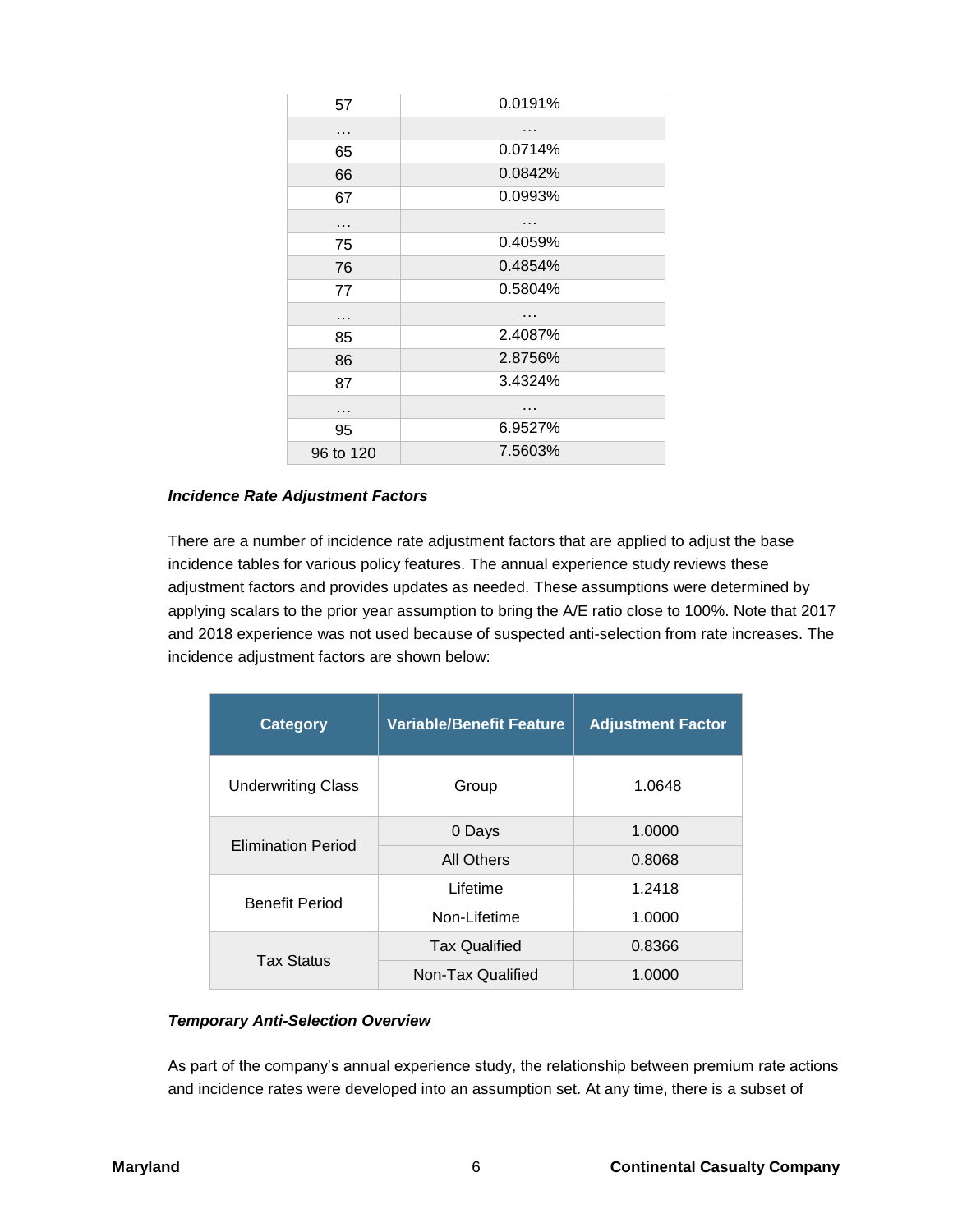| 57 | 0.0191% |
|---|---|
| … | … |
| 65 | 0.0714% |
| 66 | 0.0842% |
| 67 | 0.0993% |
| … | … |
| 75 | 0.4059% |
| 76 | 0.4854% |
| 77 | 0.5804% |
| … | … |
| 85 | 2.4087% |
| 86 | 2.8756% |
| 87 | 3.4324% |
| … | … |
| 95 | 6.9527% |
| 96 to 120 | 7.5603% |

***Incidence Rate Adjustment Factors***

There are a number of incidence rate adjustment factors that are applied to adjust the base incidence tables for various policy features. The annual experience study reviews these adjustment factors and provides updates as needed. These assumptions were determined by applying scalars to the prior year assumption to bring the A/E ratio close to 100%. Note that 2017 and 2018 experience was not used because of suspected anti-selection from rate increases. The incidence adjustment factors are shown below:

| Category | Variable/Benefit Feature | Adjustment Factor |
|---|---|---|
| Underwriting Class | Group | 1.0648 |
| Elimination Period | 0 Days | 1.0000 |
| | All Others | 0.8068 |
| Benefit Period | Lifetime | 1.2418 |
| | Non-Lifetime | 1.0000 |
| Tax Status | Tax Qualified | 0.8366 |
| | Non-Tax Qualified | 1.0000 |

***Temporary Anti-Selection Overview***

As part of the company's annual experience study, the relationship between premium rate actions and incidence rates were developed into an assumption set. At any time, there is a subset of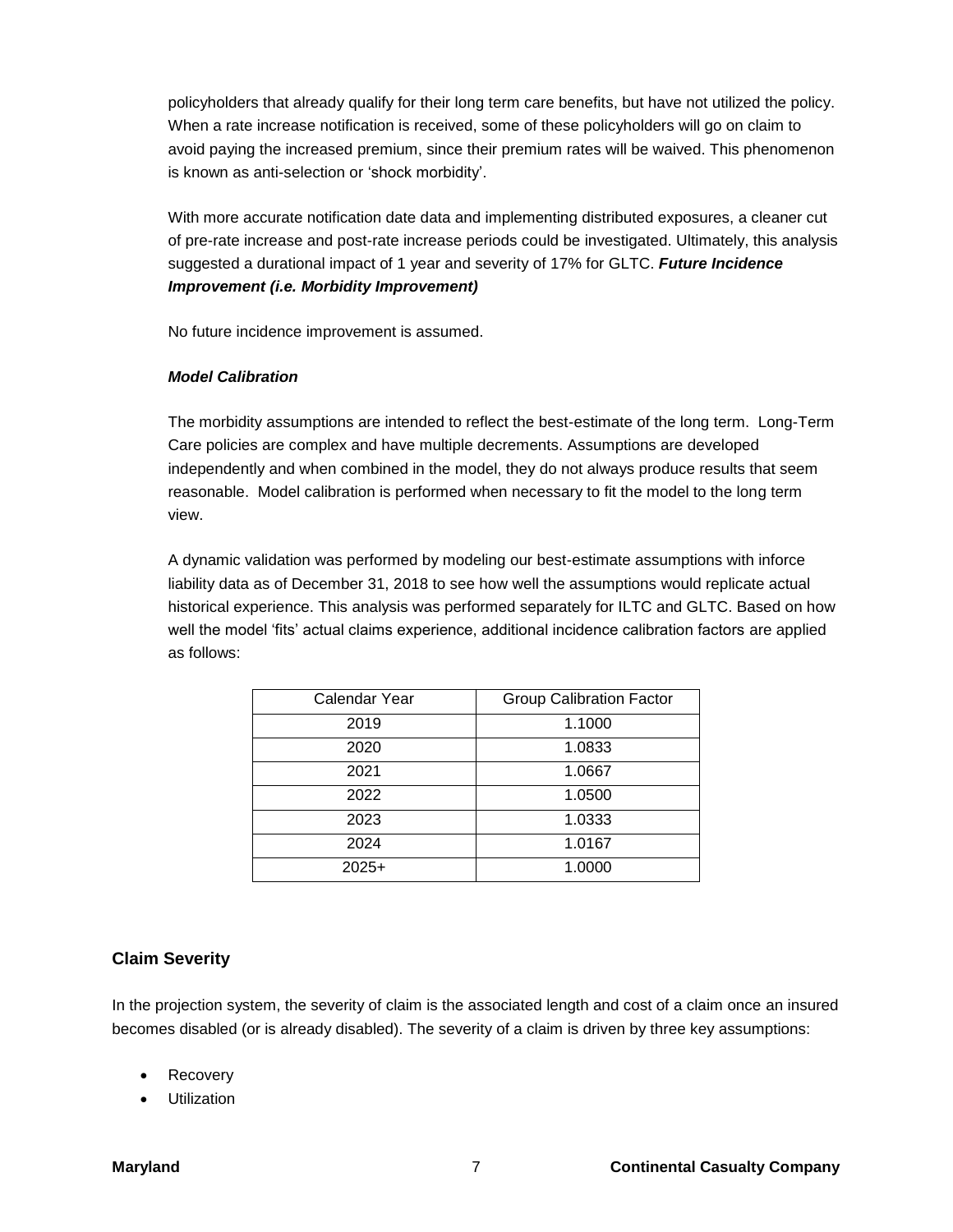policyholders that already qualify for their long term care benefits, but have not utilized the policy. When a rate increase notification is received, some of these policyholders will go on claim to avoid paying the increased premium, since their premium rates will be waived. This phenomenon is known as anti-selection or 'shock morbidity'.

With more accurate notification date data and implementing distributed exposures, a cleaner cut of pre-rate increase and post-rate increase periods could be investigated. Ultimately, this analysis suggested a durational impact of 1 year and severity of 17% for GLTC.

***Future Incidence Improvement (i.e. Morbidity Improvement)***

No future incidence improvement is assumed.

***Model Calibration***

The morbidity assumptions are intended to reflect the best-estimate of the long term. Long-Term Care policies are complex and have multiple decrements. Assumptions are developed independently and when combined in the model, they do not always produce results that seem reasonable. Model calibration is performed when necessary to fit the model to the long term view.

A dynamic validation was performed by modeling our best-estimate assumptions with inforce liability data as of December 31, 2018 to see how well the assumptions would replicate actual historical experience. This analysis was performed separately for ILTC and GLTC. Based on how well the model 'fits' actual claims experience, additional incidence calibration factors are applied as follows:

| Calendar Year | Group Calibration Factor |
|---|---|
| 2019 | 1.1000 |
| 2020 | 1.0833 |
| 2021 | 1.0667 |
| 2022 | 1.0500 |
| 2023 | 1.0333 |
| 2024 | 1.0167 |
| 2025+ | 1.0000 |

## Claim Severity

In the projection system, the severity of claim is the associated length and cost of a claim once an insured becomes disabled (or is already disabled). The severity of a claim is driven by three key assumptions:

- Recovery
- Utilization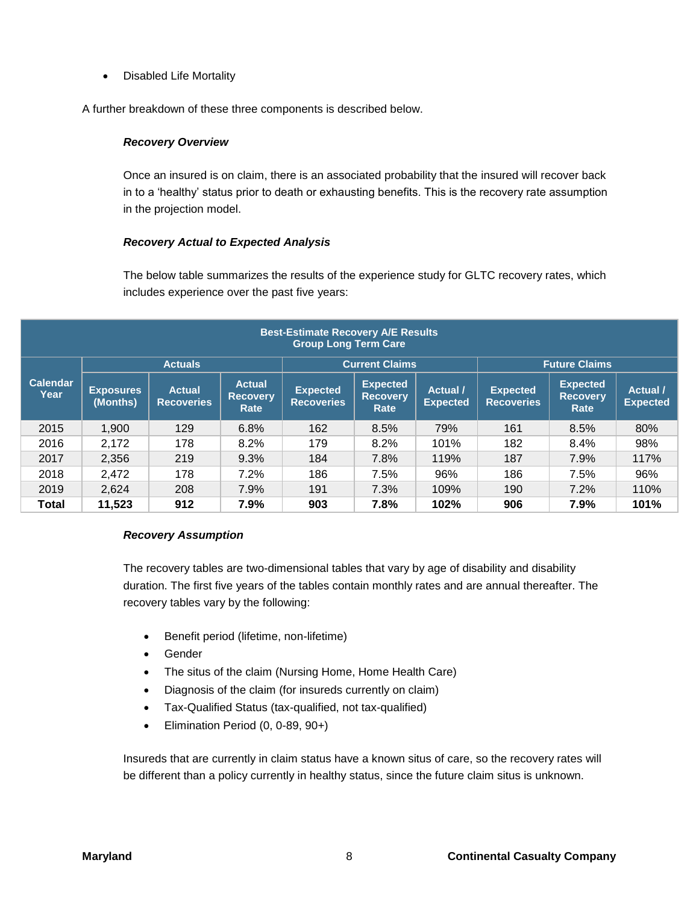- Disabled Life Mortality

A further breakdown of these three components is described below.

***Recovery Overview***

Once an insured is on claim, there is an associated probability that the insured will recover back in to a 'healthy' status prior to death or exhausting benefits. This is the recovery rate assumption in the projection model.

***Recovery Actual to Expected Analysis***

The below table summarizes the results of the experience study for GLTC recovery rates, which includes experience over the past five years:

**Best-Estimate Recovery A/E Results**
**Group Long Term Care**

| Calendar Year | Actuals | | | Current Claims | | | Future Claims | | |
|---|---|---|---|---|---|---|---|---|---|
| | Exposures (Months) | Actual Recoveries | Actual Recovery Rate | Expected Recoveries | Expected Recovery Rate | Actual / Expected | Expected Recoveries | Expected Recovery Rate | Actual / Expected |
| 2015 | 1,900 | 129 | 6.8% | 162 | 8.5% | 79% | 161 | 8.5% | 80% |
| 2016 | 2,172 | 178 | 8.2% | 179 | 8.2% | 101% | 182 | 8.4% | 98% |
| 2017 | 2,356 | 219 | 9.3% | 184 | 7.8% | 119% | 187 | 7.9% | 117% |
| 2018 | 2,472 | 178 | 7.2% | 186 | 7.5% | 96% | 186 | 7.5% | 96% |
| 2019 | 2,624 | 208 | 7.9% | 191 | 7.3% | 109% | 190 | 7.2% | 110% |
| **Total** | **11,523** | **912** | **7.9%** | **903** | **7.8%** | **102%** | **906** | **7.9%** | **101%** |

***Recovery Assumption***

The recovery tables are two-dimensional tables that vary by age of disability and disability duration. The first five years of the tables contain monthly rates and are annual thereafter. The recovery tables vary by the following:

- Benefit period (lifetime, non-lifetime)
- Gender
- The situs of the claim (Nursing Home, Home Health Care)
- Diagnosis of the claim (for insureds currently on claim)
- Tax-Qualified Status (tax-qualified, not tax-qualified)
- Elimination Period (0, 0-89, 90+)

Insureds that are currently in claim status have a known situs of care, so the recovery rates will be different than a policy currently in healthy status, since the future claim situs is unknown.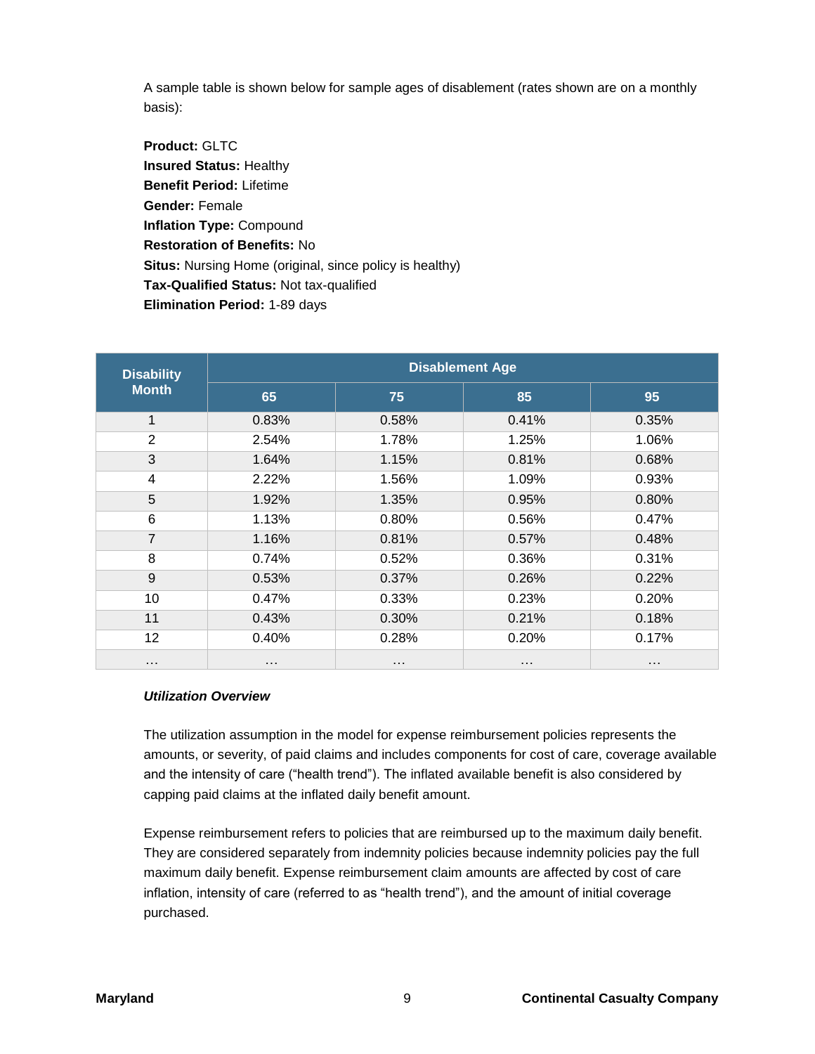A sample table is shown below for sample ages of disablement (rates shown are on a monthly basis):

**Product:** GLTC
**Insured Status:** Healthy
**Benefit Period:** Lifetime
**Gender:** Female
**Inflation Type:** Compound
**Restoration of Benefits:** No
**Situs:** Nursing Home (original, since policy is healthy)
**Tax-Qualified Status:** Not tax-qualified
**Elimination Period:** 1-89 days

| Disability Month | Disablement Age | | | |
|---|---|---|---|---|
| | 65 | 75 | 85 | 95 |
| 1 | 0.83% | 0.58% | 0.41% | 0.35% |
| 2 | 2.54% | 1.78% | 1.25% | 1.06% |
| 3 | 1.64% | 1.15% | 0.81% | 0.68% |
| 4 | 2.22% | 1.56% | 1.09% | 0.93% |
| 5 | 1.92% | 1.35% | 0.95% | 0.80% |
| 6 | 1.13% | 0.80% | 0.56% | 0.47% |
| 7 | 1.16% | 0.81% | 0.57% | 0.48% |
| 8 | 0.74% | 0.52% | 0.36% | 0.31% |
| 9 | 0.53% | 0.37% | 0.26% | 0.22% |
| 10 | 0.47% | 0.33% | 0.23% | 0.20% |
| 11 | 0.43% | 0.30% | 0.21% | 0.18% |
| 12 | 0.40% | 0.28% | 0.20% | 0.17% |
| … | … | … | … | … |

***Utilization Overview***

The utilization assumption in the model for expense reimbursement policies represents the amounts, or severity, of paid claims and includes components for cost of care, coverage available and the intensity of care ("health trend"). The inflated available benefit is also considered by capping paid claims at the inflated daily benefit amount.

Expense reimbursement refers to policies that are reimbursed up to the maximum daily benefit. They are considered separately from indemnity policies because indemnity policies pay the full maximum daily benefit. Expense reimbursement claim amounts are affected by cost of care inflation, intensity of care (referred to as "health trend"), and the amount of initial coverage purchased.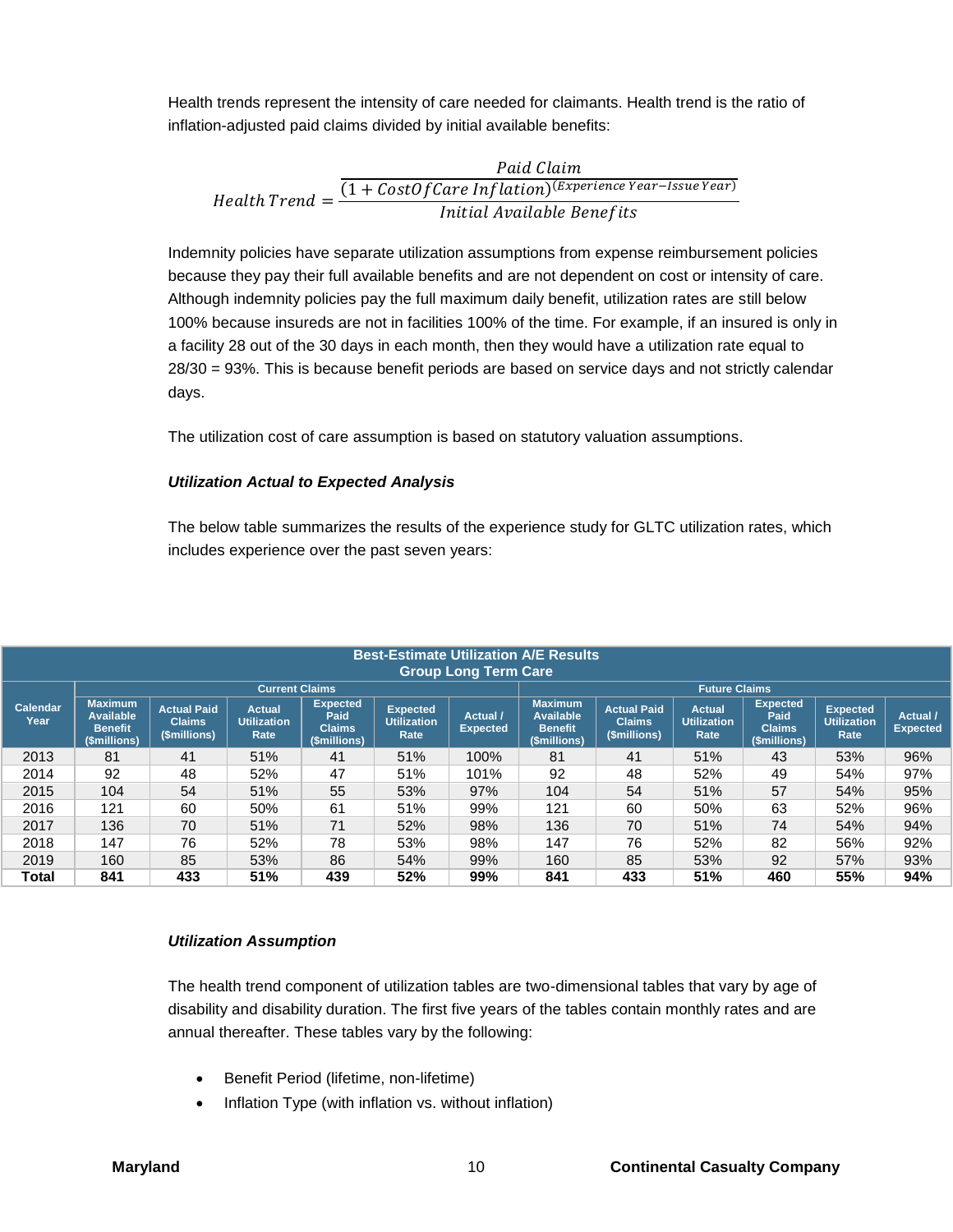Health trends represent the intensity of care needed for claimants. Health trend is the ratio of inflation-adjusted paid claims divided by initial available benefits:

$$Health\,Trend = \frac{\dfrac{Paid\,Claim}{(1 + CostOfCare\,Inflation)^{(Experience\,Year - Issue\,Year)}}}{Initial\,Available\,Benefits}$$

Indemnity policies have separate utilization assumptions from expense reimbursement policies because they pay their full available benefits and are not dependent on cost or intensity of care. Although indemnity policies pay the full maximum daily benefit, utilization rates are still below 100% because insureds are not in facilities 100% of the time. For example, if an insured is only in a facility 28 out of the 30 days in each month, then they would have a utilization rate equal to 28/30 = 93%. This is because benefit periods are based on service days and not strictly calendar days.

The utilization cost of care assumption is based on statutory valuation assumptions.

***Utilization Actual to Expected Analysis***

The below table summarizes the results of the experience study for GLTC utilization rates, which includes experience over the past seven years:

**Best-Estimate Utilization A/E Results**
**Group Long Term Care**

| Calendar Year | Current Claims | | | | | | Future Claims | | | | | |
|---|---|---|---|---|---|---|---|---|---|---|---|---|
| | Maximum Available Benefit ($millions) | Actual Paid Claims ($millions) | Actual Utilization Rate | Expected Paid Claims ($millions) | Expected Utilization Rate | Actual / Expected | Maximum Available Benefit ($millions) | Actual Paid Claims ($millions) | Actual Utilization Rate | Expected Paid Claims ($millions) | Expected Utilization Rate | Actual / Expected |
| 2013 | 81 | 41 | 51% | 41 | 51% | 100% | 81 | 41 | 51% | 43 | 53% | 96% |
| 2014 | 92 | 48 | 52% | 47 | 51% | 101% | 92 | 48 | 52% | 49 | 54% | 97% |
| 2015 | 104 | 54 | 51% | 55 | 53% | 97% | 104 | 54 | 51% | 57 | 54% | 95% |
| 2016 | 121 | 60 | 50% | 61 | 51% | 99% | 121 | 60 | 50% | 63 | 52% | 96% |
| 2017 | 136 | 70 | 51% | 71 | 52% | 98% | 136 | 70 | 51% | 74 | 54% | 94% |
| 2018 | 147 | 76 | 52% | 78 | 53% | 98% | 147 | 76 | 52% | 82 | 56% | 92% |
| 2019 | 160 | 85 | 53% | 86 | 54% | 99% | 160 | 85 | 53% | 92 | 57% | 93% |
| **Total** | **841** | **433** | **51%** | **439** | **52%** | **99%** | **841** | **433** | **51%** | **460** | **55%** | **94%** |

***Utilization Assumption***

The health trend component of utilization tables are two-dimensional tables that vary by age of disability and disability duration. The first five years of the tables contain monthly rates and are annual thereafter. These tables vary by the following:

- Benefit Period (lifetime, non-lifetime)
- Inflation Type (with inflation vs. without inflation)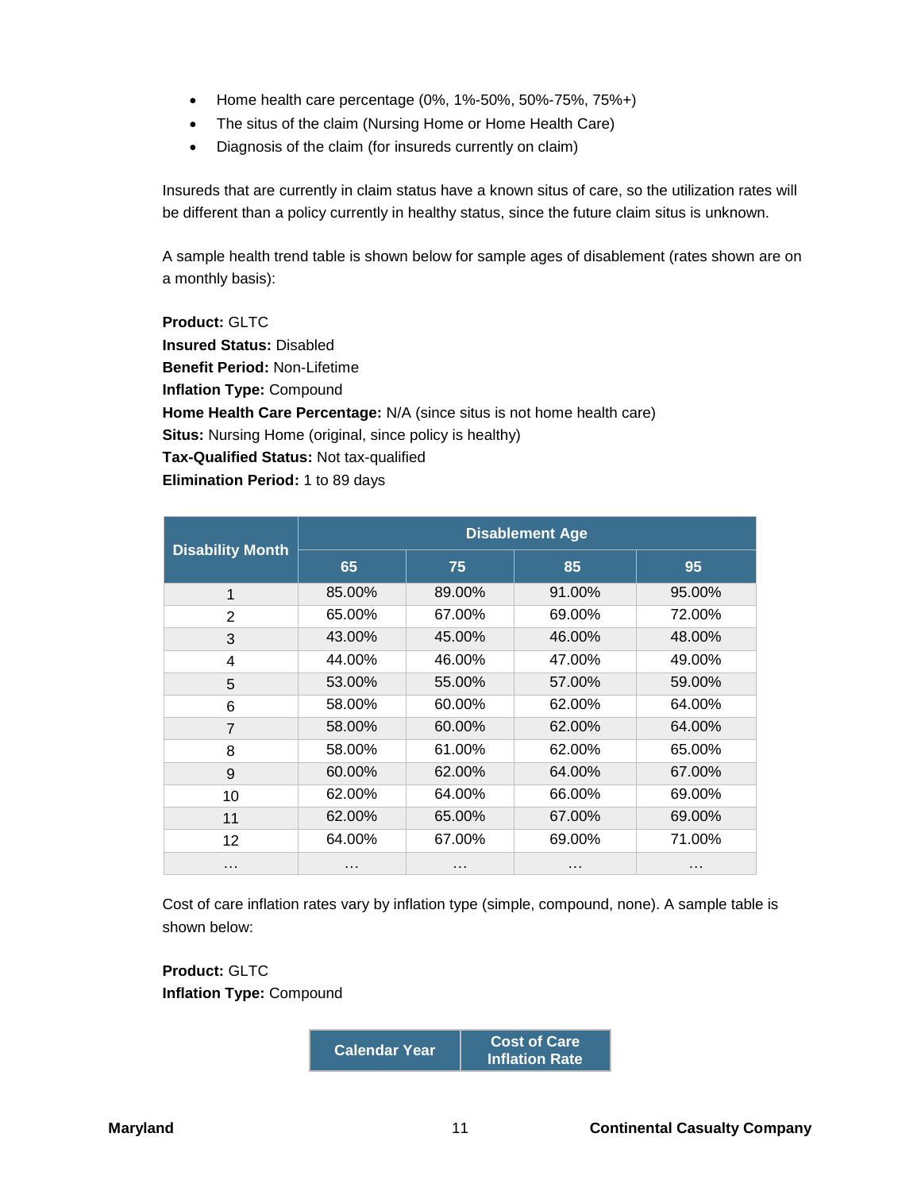- Home health care percentage (0%, 1%-50%, 50%-75%, 75%+)
- The situs of the claim (Nursing Home or Home Health Care)
- Diagnosis of the claim (for insureds currently on claim)

Insureds that are currently in claim status have a known situs of care, so the utilization rates will be different than a policy currently in healthy status, since the future claim situs is unknown.

A sample health trend table is shown below for sample ages of disablement (rates shown are on a monthly basis):

**Product:** GLTC
**Insured Status:** Disabled
**Benefit Period:** Non-Lifetime
**Inflation Type:** Compound
**Home Health Care Percentage:** N/A (since situs is not home health care)
**Situs:** Nursing Home (original, since policy is healthy)
**Tax-Qualified Status:** Not tax-qualified
**Elimination Period:** 1 to 89 days

| Disability Month | Disablement Age | | | |
|---|---|---|---|---|
| | 65 | 75 | 85 | 95 |
| 1 | 85.00% | 89.00% | 91.00% | 95.00% |
| 2 | 65.00% | 67.00% | 69.00% | 72.00% |
| 3 | 43.00% | 45.00% | 46.00% | 48.00% |
| 4 | 44.00% | 46.00% | 47.00% | 49.00% |
| 5 | 53.00% | 55.00% | 57.00% | 59.00% |
| 6 | 58.00% | 60.00% | 62.00% | 64.00% |
| 7 | 58.00% | 60.00% | 62.00% | 64.00% |
| 8 | 58.00% | 61.00% | 62.00% | 65.00% |
| 9 | 60.00% | 62.00% | 64.00% | 67.00% |
| 10 | 62.00% | 64.00% | 66.00% | 69.00% |
| 11 | 62.00% | 65.00% | 67.00% | 69.00% |
| 12 | 64.00% | 67.00% | 69.00% | 71.00% |
| … | … | … | … | … |

Cost of care inflation rates vary by inflation type (simple, compound, none). A sample table is shown below:

**Product:** GLTC
**Inflation Type:** Compound

| Calendar Year | Cost of Care Inflation Rate |
|---|---|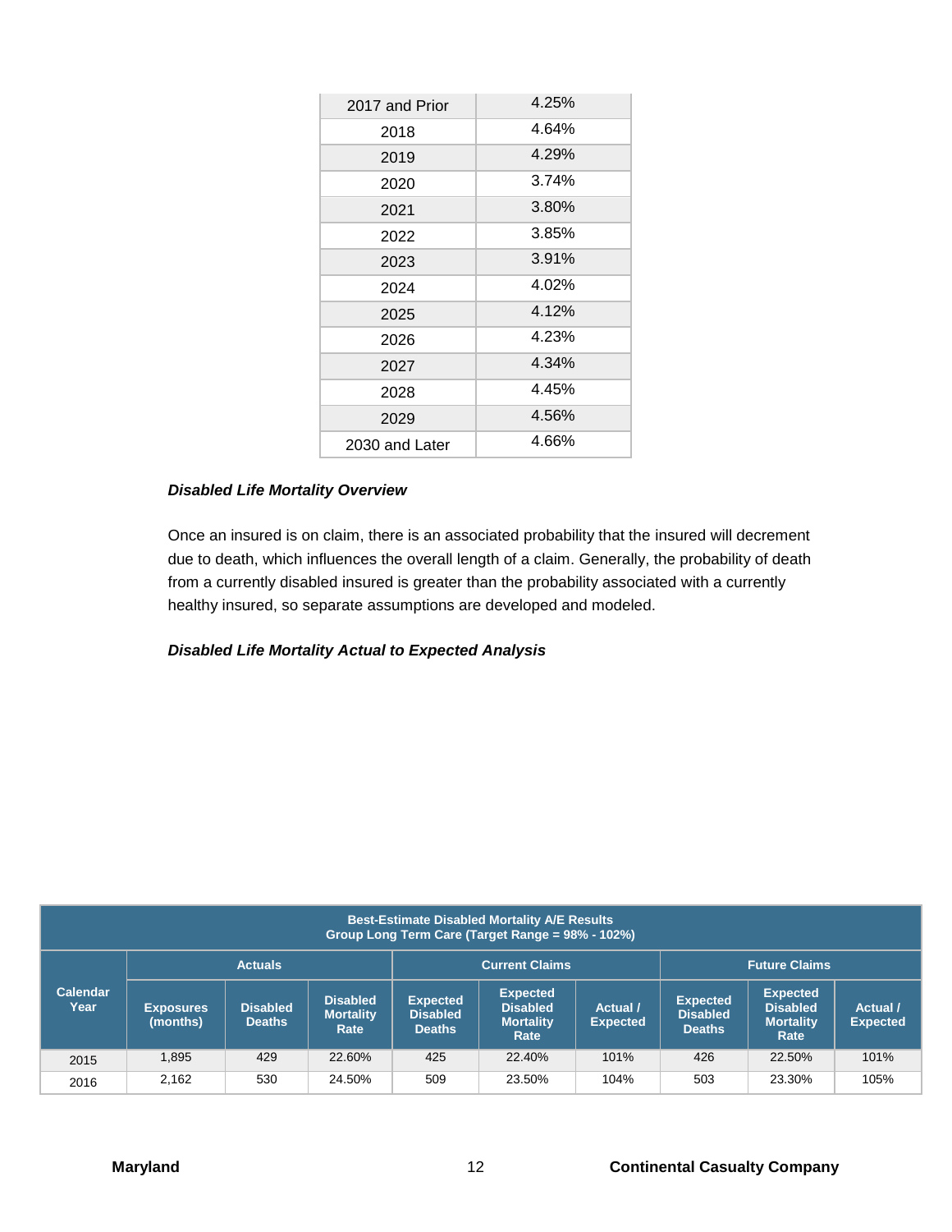| | |
|---|---|
| 2017 and Prior | 4.25% |
| 2018 | 4.64% |
| 2019 | 4.29% |
| 2020 | 3.74% |
| 2021 | 3.80% |
| 2022 | 3.85% |
| 2023 | 3.91% |
| 2024 | 4.02% |
| 2025 | 4.12% |
| 2026 | 4.23% |
| 2027 | 4.34% |
| 2028 | 4.45% |
| 2029 | 4.56% |
| 2030 and Later | 4.66% |

***Disabled Life Mortality Overview***

Once an insured is on claim, there is an associated probability that the insured will decrement due to death, which influences the overall length of a claim. Generally, the probability of death from a currently disabled insured is greater than the probability associated with a currently healthy insured, so separate assumptions are developed and modeled.

***Disabled Life Mortality Actual to Expected Analysis***

**Best-Estimate Disabled Mortality A/E Results**
**Group Long Term Care (Target Range = 98% - 102%)**

| Calendar Year | Actuals | | | Current Claims | | | Future Claims | | |
|---|---|---|---|---|---|---|---|---|---|
| | Exposures (months) | Disabled Deaths | Disabled Mortality Rate | Expected Disabled Deaths | Expected Disabled Mortality Rate | Actual / Expected | Expected Disabled Deaths | Expected Disabled Mortality Rate | Actual / Expected |
| 2015 | 1,895 | 429 | 22.60% | 425 | 22.40% | 101% | 426 | 22.50% | 101% |
| 2016 | 2,162 | 530 | 24.50% | 509 | 23.50% | 104% | 503 | 23.30% | 105% |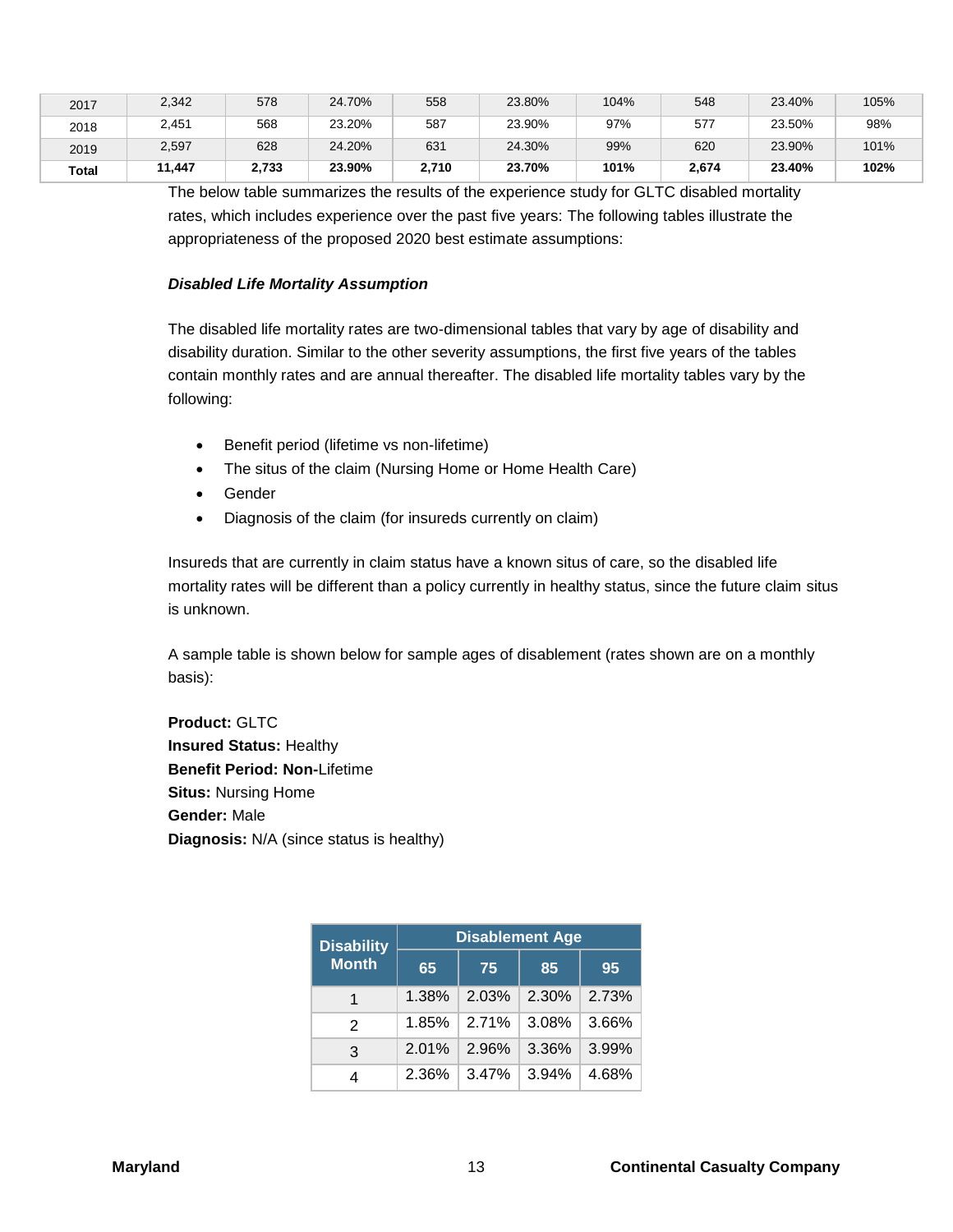| 2017 | 2,342 | 578 | 24.70% | 558 | 23.80% | 104% | 548 | 23.40% | 105% |
|---|---|---|---|---|---|---|---|---|---|
| 2018 | 2,451 | 568 | 23.20% | 587 | 23.90% | 97% | 577 | 23.50% | 98% |
| 2019 | 2,597 | 628 | 24.20% | 631 | 24.30% | 99% | 620 | 23.90% | 101% |
| **Total** | **11,447** | **2,733** | **23.90%** | **2,710** | **23.70%** | **101%** | **2,674** | **23.40%** | **102%** |

The below table summarizes the results of the experience study for GLTC disabled mortality rates, which includes experience over the past five years: The following tables illustrate the appropriateness of the proposed 2020 best estimate assumptions:

***Disabled Life Mortality Assumption***

The disabled life mortality rates are two-dimensional tables that vary by age of disability and disability duration. Similar to the other severity assumptions, the first five years of the tables contain monthly rates and are annual thereafter. The disabled life mortality tables vary by the following:

- Benefit period (lifetime vs non-lifetime)
- The situs of the claim (Nursing Home or Home Health Care)
- Gender
- Diagnosis of the claim (for insureds currently on claim)

Insureds that are currently in claim status have a known situs of care, so the disabled life mortality rates will be different than a policy currently in healthy status, since the future claim situs is unknown.

A sample table is shown below for sample ages of disablement (rates shown are on a monthly basis):

**Product:** GLTC
**Insured Status:** Healthy
**Benefit Period: Non-**Lifetime
**Situs:** Nursing Home
**Gender:** Male
**Diagnosis:** N/A (since status is healthy)

| Disability Month | Disablement Age | | | |
|---|---|---|---|---|
| | 65 | 75 | 85 | 95 |
| 1 | 1.38% | 2.03% | 2.30% | 2.73% |
| 2 | 1.85% | 2.71% | 3.08% | 3.66% |
| 3 | 2.01% | 2.96% | 3.36% | 3.99% |
| 4 | 2.36% | 3.47% | 3.94% | 4.68% |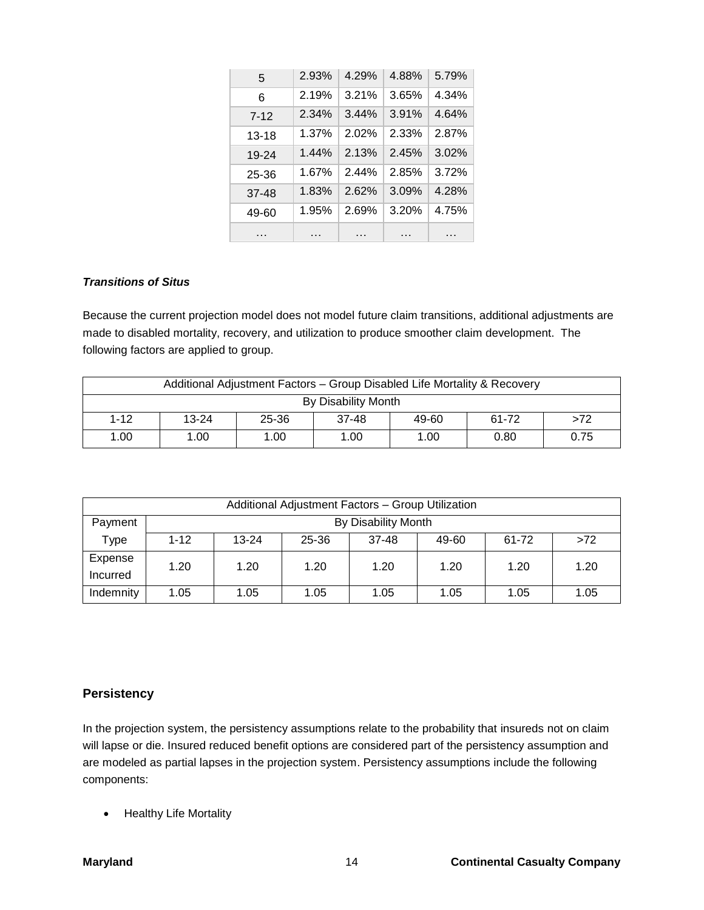| | | | | |
|---|---|---|---|---|
| 5 | 2.93% | 4.29% | 4.88% | 5.79% |
| 6 | 2.19% | 3.21% | 3.65% | 4.34% |
| 7-12 | 2.34% | 3.44% | 3.91% | 4.64% |
| 13-18 | 1.37% | 2.02% | 2.33% | 2.87% |
| 19-24 | 1.44% | 2.13% | 2.45% | 3.02% |
| 25-36 | 1.67% | 2.44% | 2.85% | 3.72% |
| 37-48 | 1.83% | 2.62% | 3.09% | 4.28% |
| 49-60 | 1.95% | 2.69% | 3.20% | 4.75% |
| … | … | … | … | … |

***Transitions of Situs***

Because the current projection model does not model future claim transitions, additional adjustments are made to disabled mortality, recovery, and utilization to produce smoother claim development. The following factors are applied to group.

| Additional Adjustment Factors – Group Disabled Life Mortality & Recovery | | | | | | |
|---|---|---|---|---|---|---|
| By Disability Month | | | | | | |
| 1-12 | 13-24 | 25-36 | 37-48 | 49-60 | 61-72 | >72 |
| 1.00 | 1.00 | 1.00 | 1.00 | 1.00 | 0.80 | 0.75 |

| Additional Adjustment Factors – Group Utilization | | | | | | | |
|---|---|---|---|---|---|---|---|
| Payment | By Disability Month | | | | | | |
| Type | 1-12 | 13-24 | 25-36 | 37-48 | 49-60 | 61-72 | >72 |
| Expense Incurred | 1.20 | 1.20 | 1.20 | 1.20 | 1.20 | 1.20 | 1.20 |
| Indemnity | 1.05 | 1.05 | 1.05 | 1.05 | 1.05 | 1.05 | 1.05 |

## Persistency

In the projection system, the persistency assumptions relate to the probability that insureds not on claim will lapse or die. Insured reduced benefit options are considered part of the persistency assumption and are modeled as partial lapses in the projection system. Persistency assumptions include the following components:

- Healthy Life Mortality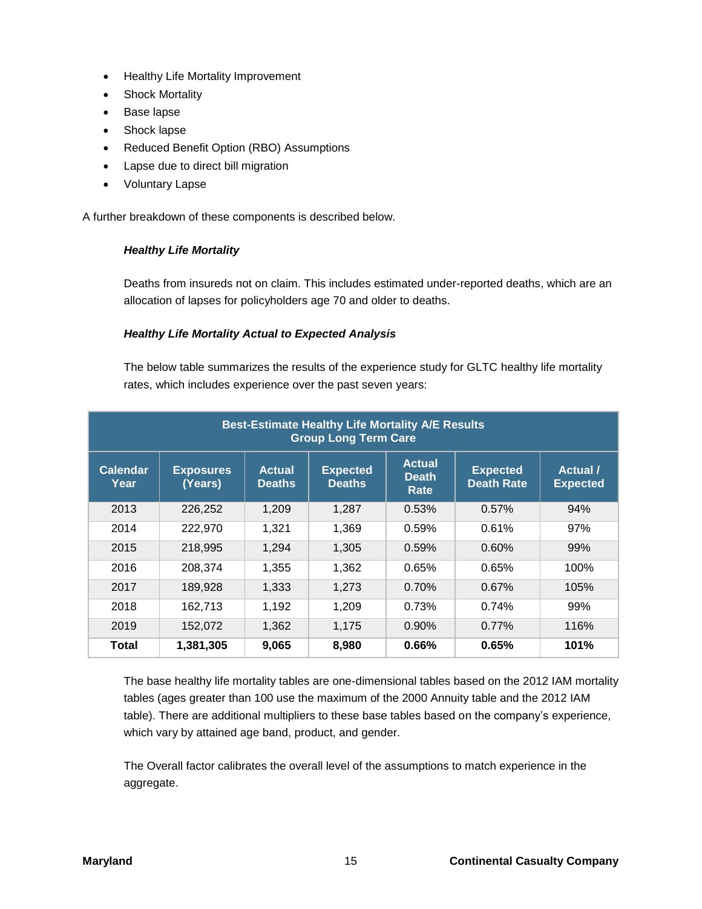- Healthy Life Mortality Improvement
- Shock Mortality
- Base lapse
- Shock lapse
- Reduced Benefit Option (RBO) Assumptions
- Lapse due to direct bill migration
- Voluntary Lapse

A further breakdown of these components is described below.

***Healthy Life Mortality***

Deaths from insureds not on claim. This includes estimated under-reported deaths, which are an allocation of lapses for policyholders age 70 and older to deaths.

***Healthy Life Mortality Actual to Expected Analysis***

The below table summarizes the results of the experience study for GLTC healthy life mortality rates, which includes experience over the past seven years:

| Best-Estimate Healthy Life Mortality A/E Results<br>Group Long Term Care | | | | | | |
|---|---|---|---|---|---|---|
| Calendar Year | Exposures (Years) | Actual Deaths | Expected Deaths | Actual Death Rate | Expected Death Rate | Actual / Expected |
| 2013 | 226,252 | 1,209 | 1,287 | 0.53% | 0.57% | 94% |
| 2014 | 222,970 | 1,321 | 1,369 | 0.59% | 0.61% | 97% |
| 2015 | 218,995 | 1,294 | 1,305 | 0.59% | 0.60% | 99% |
| 2016 | 208,374 | 1,355 | 1,362 | 0.65% | 0.65% | 100% |
| 2017 | 189,928 | 1,333 | 1,273 | 0.70% | 0.67% | 105% |
| 2018 | 162,713 | 1,192 | 1,209 | 0.73% | 0.74% | 99% |
| 2019 | 152,072 | 1,362 | 1,175 | 0.90% | 0.77% | 116% |
| **Total** | **1,381,305** | **9,065** | **8,980** | **0.66%** | **0.65%** | **101%** |

The base healthy life mortality tables are one-dimensional tables based on the 2012 IAM mortality tables (ages greater than 100 use the maximum of the 2000 Annuity table and the 2012 IAM table). There are additional multipliers to these base tables based on the company's experience, which vary by attained age band, product, and gender.

The Overall factor calibrates the overall level of the assumptions to match experience in the aggregate.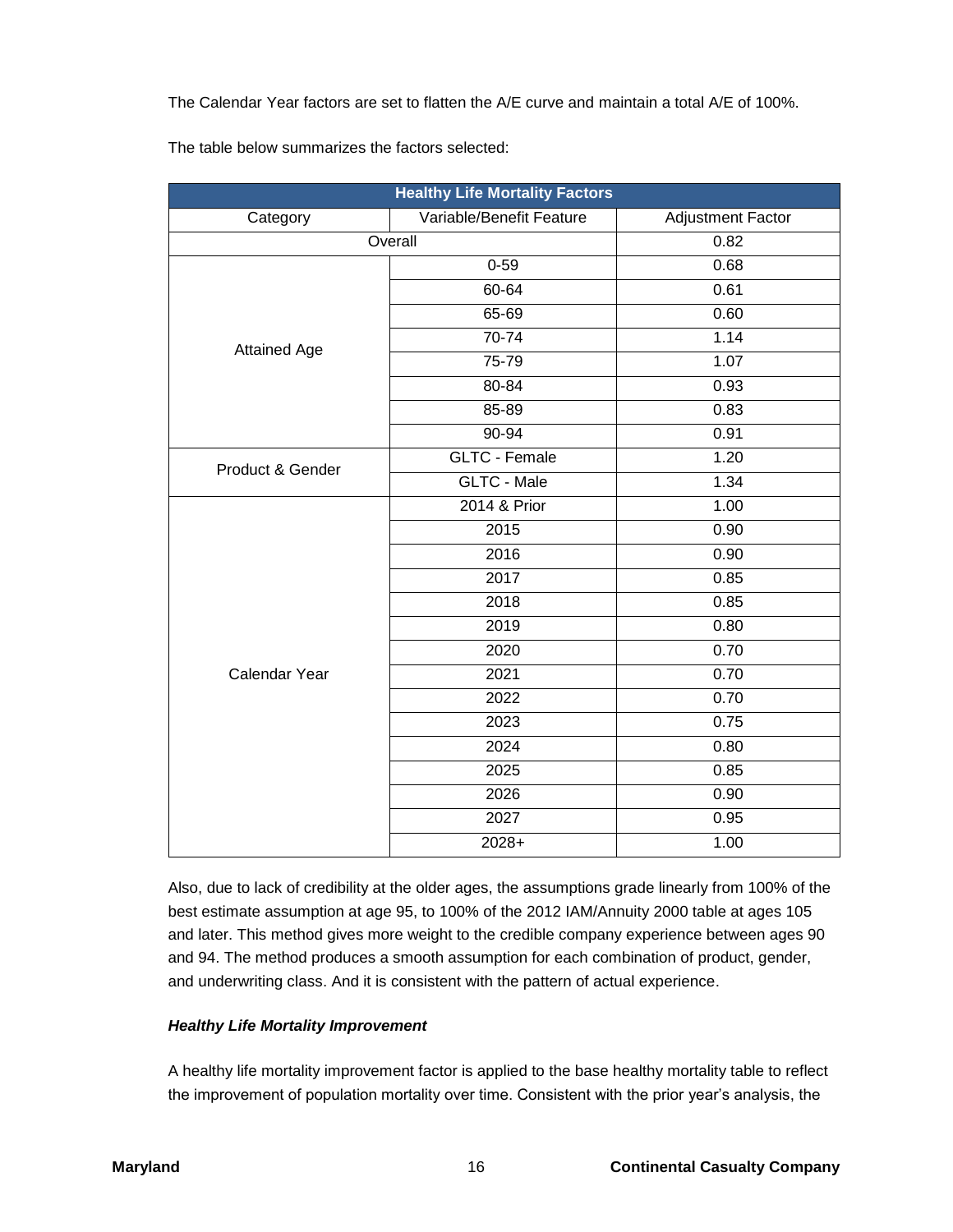The Calendar Year factors are set to flatten the A/E curve and maintain a total A/E of 100%.

The table below summarizes the factors selected:

| Healthy Life Mortality Factors | | |
|---|---|---|
| Category | Variable/Benefit Feature | Adjustment Factor |
| Overall | | 0.82 |
| Attained Age | 0-59 | 0.68 |
| | 60-64 | 0.61 |
| | 65-69 | 0.60 |
| | 70-74 | 1.14 |
| | 75-79 | 1.07 |
| | 80-84 | 0.93 |
| | 85-89 | 0.83 |
| | 90-94 | 0.91 |
| Product & Gender | GLTC - Female | 1.20 |
| | GLTC - Male | 1.34 |
| Calendar Year | 2014 & Prior | 1.00 |
| | 2015 | 0.90 |
| | 2016 | 0.90 |
| | 2017 | 0.85 |
| | 2018 | 0.85 |
| | 2019 | 0.80 |
| | 2020 | 0.70 |
| | 2021 | 0.70 |
| | 2022 | 0.70 |
| | 2023 | 0.75 |
| | 2024 | 0.80 |
| | 2025 | 0.85 |
| | 2026 | 0.90 |
| | 2027 | 0.95 |
| | 2028+ | 1.00 |

Also, due to lack of credibility at the older ages, the assumptions grade linearly from 100% of the best estimate assumption at age 95, to 100% of the 2012 IAM/Annuity 2000 table at ages 105 and later. This method gives more weight to the credible company experience between ages 90 and 94. The method produces a smooth assumption for each combination of product, gender, and underwriting class. And it is consistent with the pattern of actual experience.

***Healthy Life Mortality Improvement***

A healthy life mortality improvement factor is applied to the base healthy mortality table to reflect the improvement of population mortality over time. Consistent with the prior year's analysis, the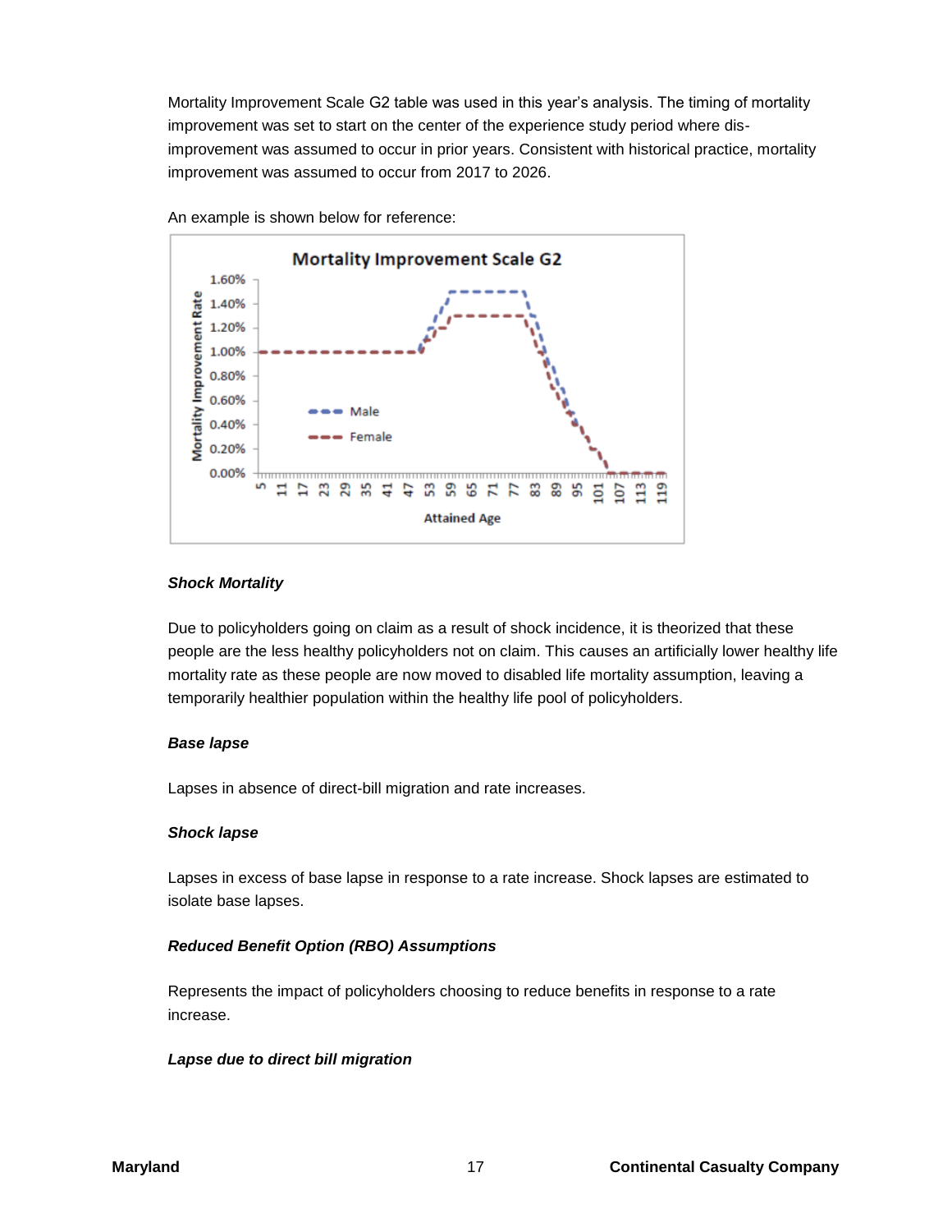Mortality Improvement Scale G2 table was used in this year's analysis. The timing of mortality improvement was set to start on the center of the experience study period where dis-improvement was assumed to occur in prior years. Consistent with historical practice, mortality improvement was assumed to occur from 2017 to 2026.

An example is shown below for reference:

***Shock Mortality***

Due to policyholders going on claim as a result of shock incidence, it is theorized that these people are the less healthy policyholders not on claim. This causes an artificially lower healthy life mortality rate as these people are now moved to disabled life mortality assumption, leaving a temporarily healthier population within the healthy life pool of policyholders.

***Base lapse***

Lapses in absence of direct-bill migration and rate increases.

***Shock lapse***

Lapses in excess of base lapse in response to a rate increase. Shock lapses are estimated to isolate base lapses.

***Reduced Benefit Option (RBO) Assumptions***

Represents the impact of policyholders choosing to reduce benefits in response to a rate increase.

***Lapse due to direct bill migration***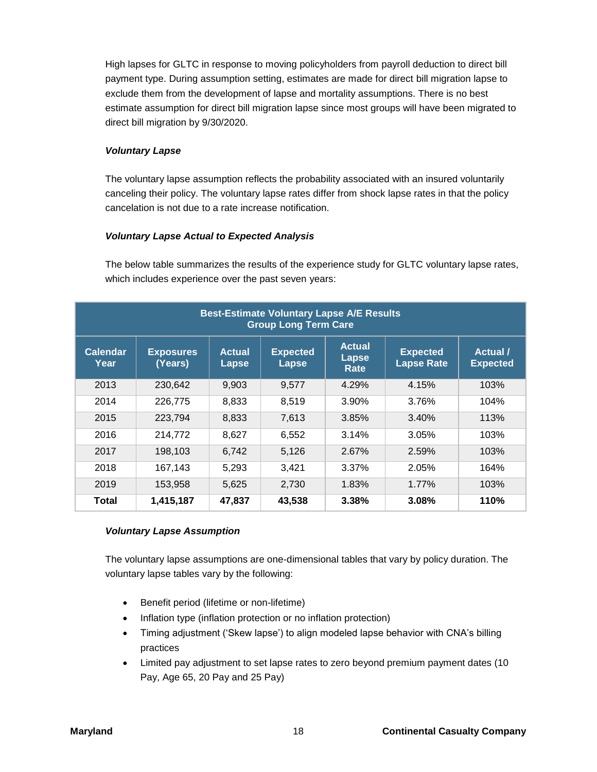High lapses for GLTC in response to moving policyholders from payroll deduction to direct bill payment type. During assumption setting, estimates are made for direct bill migration lapse to exclude them from the development of lapse and mortality assumptions. There is no best estimate assumption for direct bill migration lapse since most groups will have been migrated to direct bill migration by 9/30/2020.

***Voluntary Lapse***

The voluntary lapse assumption reflects the probability associated with an insured voluntarily canceling their policy. The voluntary lapse rates differ from shock lapse rates in that the policy cancelation is not due to a rate increase notification.

***Voluntary Lapse Actual to Expected Analysis***

The below table summarizes the results of the experience study for GLTC voluntary lapse rates, which includes experience over the past seven years:

**Best-Estimate Voluntary Lapse A/E Results**
**Group Long Term Care**

| Calendar Year | Exposures (Years) | Actual Lapse | Expected Lapse | Actual Lapse Rate | Expected Lapse Rate | Actual / Expected |
|---|---|---|---|---|---|---|
| 2013 | 230,642 | 9,903 | 9,577 | 4.29% | 4.15% | 103% |
| 2014 | 226,775 | 8,833 | 8,519 | 3.90% | 3.76% | 104% |
| 2015 | 223,794 | 8,833 | 7,613 | 3.85% | 3.40% | 113% |
| 2016 | 214,772 | 8,627 | 6,552 | 3.14% | 3.05% | 103% |
| 2017 | 198,103 | 6,742 | 5,126 | 2.67% | 2.59% | 103% |
| 2018 | 167,143 | 5,293 | 3,421 | 3.37% | 2.05% | 164% |
| 2019 | 153,958 | 5,625 | 2,730 | 1.83% | 1.77% | 103% |
| **Total** | **1,415,187** | **47,837** | **43,538** | **3.38%** | **3.08%** | **110%** |

***Voluntary Lapse Assumption***

The voluntary lapse assumptions are one-dimensional tables that vary by policy duration. The voluntary lapse tables vary by the following:

- Benefit period (lifetime or non-lifetime)
- Inflation type (inflation protection or no inflation protection)
- Timing adjustment ('Skew lapse') to align modeled lapse behavior with CNA's billing practices
- Limited pay adjustment to set lapse rates to zero beyond premium payment dates (10 Pay, Age 65, 20 Pay and 25 Pay)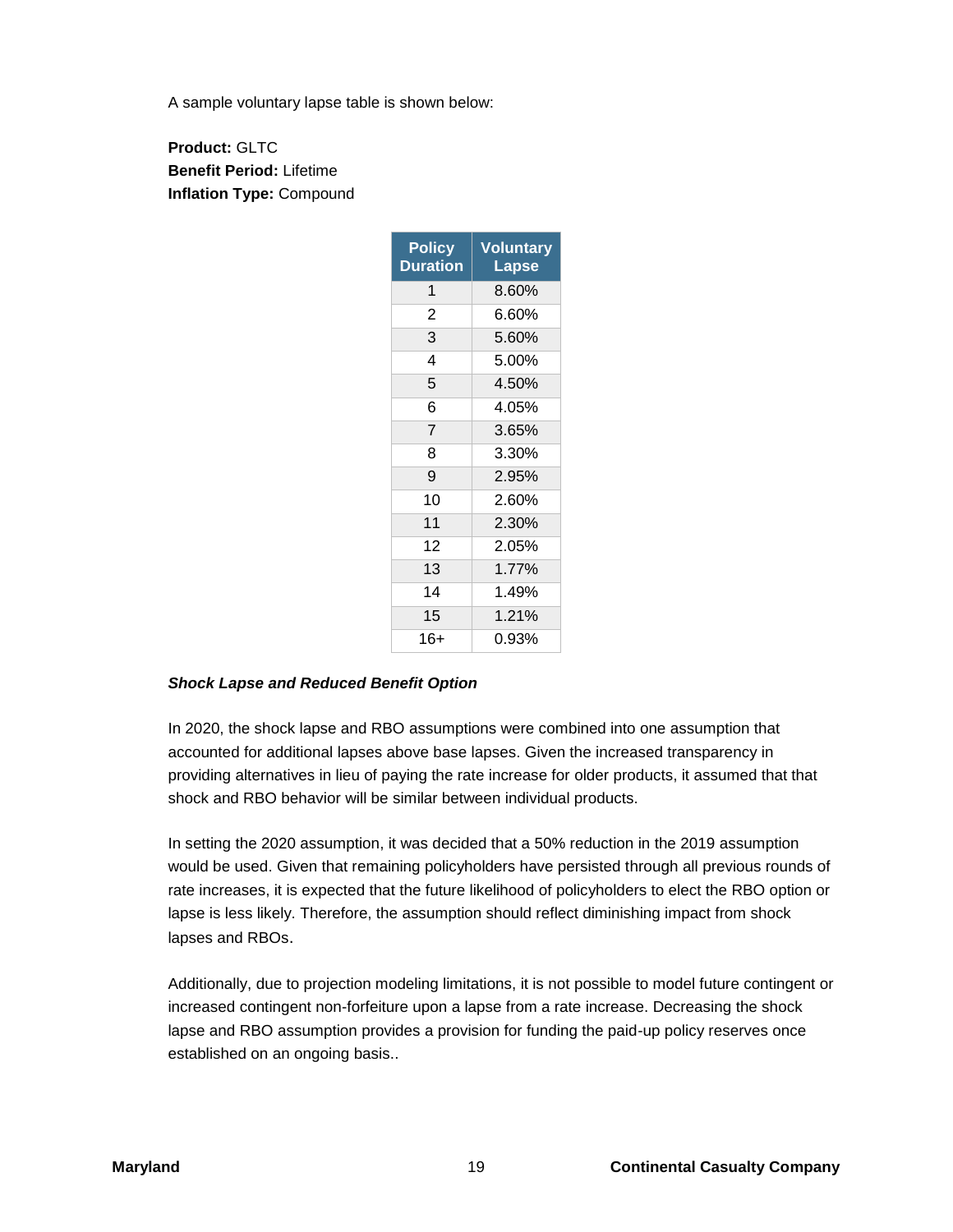A sample voluntary lapse table is shown below:

**Product:** GLTC
**Benefit Period:** Lifetime
**Inflation Type:** Compound

| Policy Duration | Voluntary Lapse |
|---|---|
| 1 | 8.60% |
| 2 | 6.60% |
| 3 | 5.60% |
| 4 | 5.00% |
| 5 | 4.50% |
| 6 | 4.05% |
| 7 | 3.65% |
| 8 | 3.30% |
| 9 | 2.95% |
| 10 | 2.60% |
| 11 | 2.30% |
| 12 | 2.05% |
| 13 | 1.77% |
| 14 | 1.49% |
| 15 | 1.21% |
| 16+ | 0.93% |

***Shock Lapse and Reduced Benefit Option***

In 2020, the shock lapse and RBO assumptions were combined into one assumption that accounted for additional lapses above base lapses. Given the increased transparency in providing alternatives in lieu of paying the rate increase for older products, it assumed that that shock and RBO behavior will be similar between individual products.

In setting the 2020 assumption, it was decided that a 50% reduction in the 2019 assumption would be used. Given that remaining policyholders have persisted through all previous rounds of rate increases, it is expected that the future likelihood of policyholders to elect the RBO option or lapse is less likely. Therefore, the assumption should reflect diminishing impact from shock lapses and RBOs.

Additionally, due to projection modeling limitations, it is not possible to model future contingent or increased contingent non-forfeiture upon a lapse from a rate increase. Decreasing the shock lapse and RBO assumption provides a provision for funding the paid-up policy reserves once established on an ongoing basis..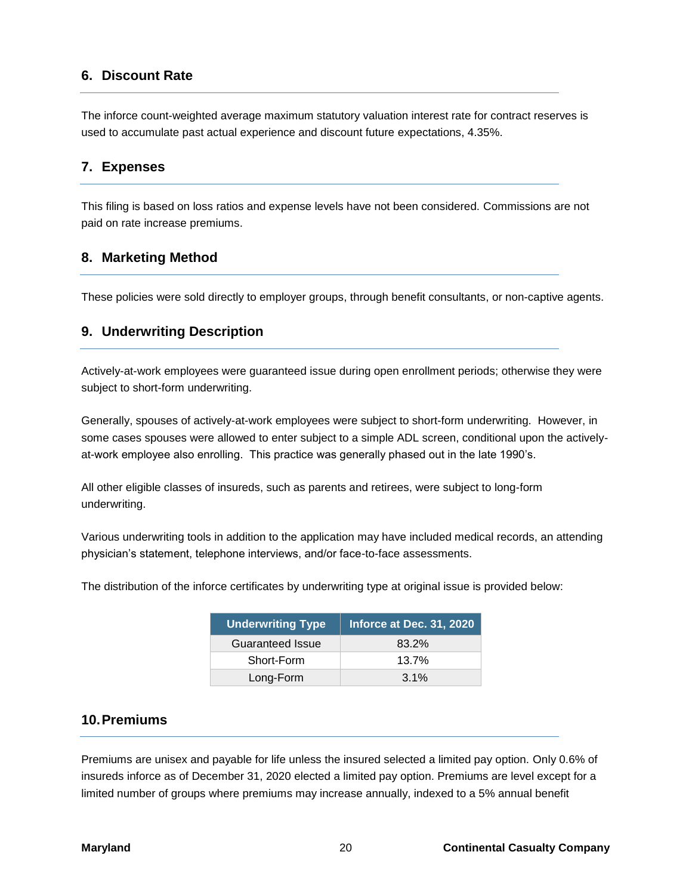## 6. Discount Rate

The inforce count-weighted average maximum statutory valuation interest rate for contract reserves is used to accumulate past actual experience and discount future expectations, 4.35%.

## 7. Expenses

This filing is based on loss ratios and expense levels have not been considered. Commissions are not paid on rate increase premiums.

## 8. Marketing Method

These policies were sold directly to employer groups, through benefit consultants, or non-captive agents.

## 9. Underwriting Description

Actively-at-work employees were guaranteed issue during open enrollment periods; otherwise they were subject to short-form underwriting.

Generally, spouses of actively-at-work employees were subject to short-form underwriting. However, in some cases spouses were allowed to enter subject to a simple ADL screen, conditional upon the actively-at-work employee also enrolling. This practice was generally phased out in the late 1990's.

All other eligible classes of insureds, such as parents and retirees, were subject to long-form underwriting.

Various underwriting tools in addition to the application may have included medical records, an attending physician's statement, telephone interviews, and/or face-to-face assessments.

The distribution of the inforce certificates by underwriting type at original issue is provided below:

| Underwriting Type | Inforce at Dec. 31, 2020 |
|---|---|
| Guaranteed Issue | 83.2% |
| Short-Form | 13.7% |
| Long-Form | 3.1% |

## 10. Premiums

Premiums are unisex and payable for life unless the insured selected a limited pay option. Only 0.6% of insureds inforce as of December 31, 2020 elected a limited pay option. Premiums are level except for a limited number of groups where premiums may increase annually, indexed to a 5% annual benefit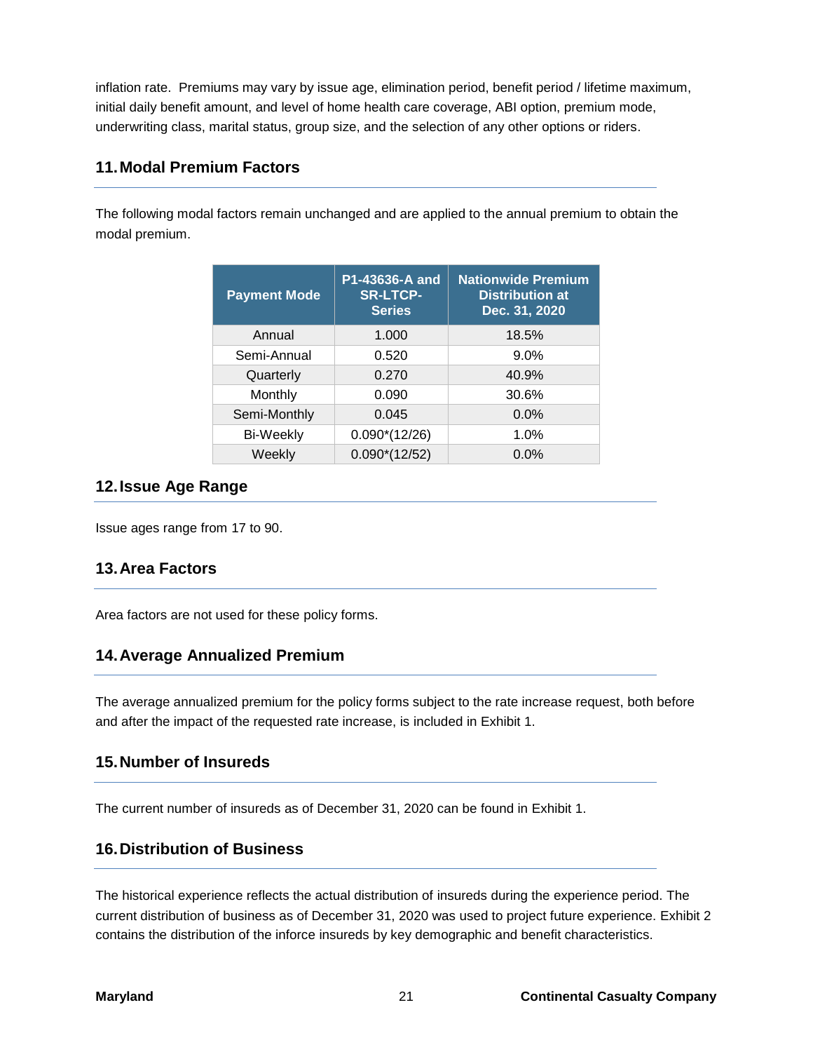inflation rate.  Premiums may vary by issue age, elimination period, benefit period / lifetime maximum, initial daily benefit amount, and level of home health care coverage, ABI option, premium mode, underwriting class, marital status, group size, and the selection of any other options or riders.

## 11. Modal Premium Factors

The following modal factors remain unchanged and are applied to the annual premium to obtain the modal premium.

| Payment Mode | P1-43636-A and SR-LTCP-Series | Nationwide Premium Distribution at Dec. 31, 2020 |
|---|---|---|
| Annual | 1.000 | 18.5% |
| Semi-Annual | 0.520 | 9.0% |
| Quarterly | 0.270 | 40.9% |
| Monthly | 0.090 | 30.6% |
| Semi-Monthly | 0.045 | 0.0% |
| Bi-Weekly | 0.090*(12/26) | 1.0% |
| Weekly | 0.090*(12/52) | 0.0% |

## 12. Issue Age Range

Issue ages range from 17 to 90.

## 13. Area Factors

Area factors are not used for these policy forms.

## 14. Average Annualized Premium

The average annualized premium for the policy forms subject to the rate increase request, both before and after the impact of the requested rate increase, is included in Exhibit 1.

## 15. Number of Insureds

The current number of insureds as of December 31, 2020 can be found in Exhibit 1.

## 16. Distribution of Business

The historical experience reflects the actual distribution of insureds during the experience period. The current distribution of business as of December 31, 2020 was used to project future experience. Exhibit 2 contains the distribution of the inforce insureds by key demographic and benefit characteristics.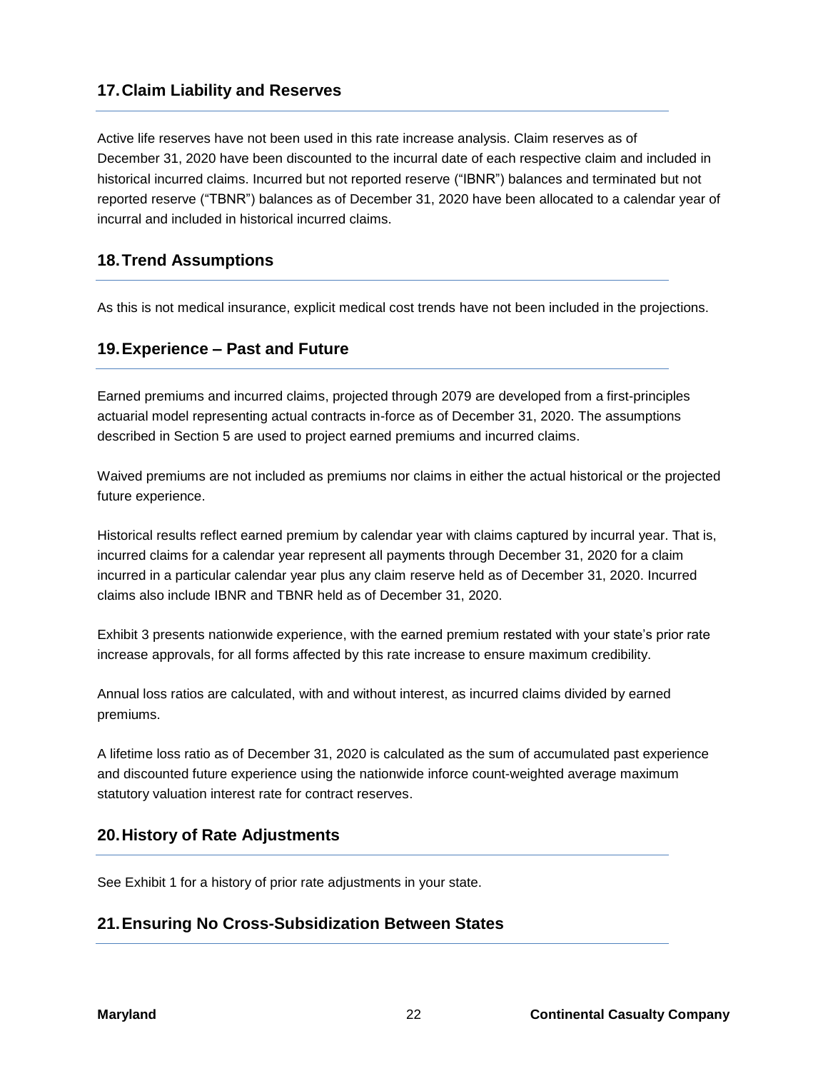## 17. Claim Liability and Reserves

Active life reserves have not been used in this rate increase analysis. Claim reserves as of December 31, 2020 have been discounted to the incurral date of each respective claim and included in historical incurred claims. Incurred but not reported reserve ("IBNR") balances and terminated but not reported reserve ("TBNR") balances as of December 31, 2020 have been allocated to a calendar year of incurral and included in historical incurred claims.

## 18. Trend Assumptions

As this is not medical insurance, explicit medical cost trends have not been included in the projections.

## 19. Experience – Past and Future

Earned premiums and incurred claims, projected through 2079 are developed from a first-principles actuarial model representing actual contracts in-force as of December 31, 2020. The assumptions described in Section 5 are used to project earned premiums and incurred claims.

Waived premiums are not included as premiums nor claims in either the actual historical or the projected future experience.

Historical results reflect earned premium by calendar year with claims captured by incurral year. That is, incurred claims for a calendar year represent all payments through December 31, 2020 for a claim incurred in a particular calendar year plus any claim reserve held as of December 31, 2020. Incurred claims also include IBNR and TBNR held as of December 31, 2020.

Exhibit 3 presents nationwide experience, with the earned premium restated with your state's prior rate increase approvals, for all forms affected by this rate increase to ensure maximum credibility.

Annual loss ratios are calculated, with and without interest, as incurred claims divided by earned premiums.

A lifetime loss ratio as of December 31, 2020 is calculated as the sum of accumulated past experience and discounted future experience using the nationwide inforce count-weighted average maximum statutory valuation interest rate for contract reserves.

## 20. History of Rate Adjustments

See Exhibit 1 for a history of prior rate adjustments in your state.

## 21. Ensuring No Cross-Subsidization Between States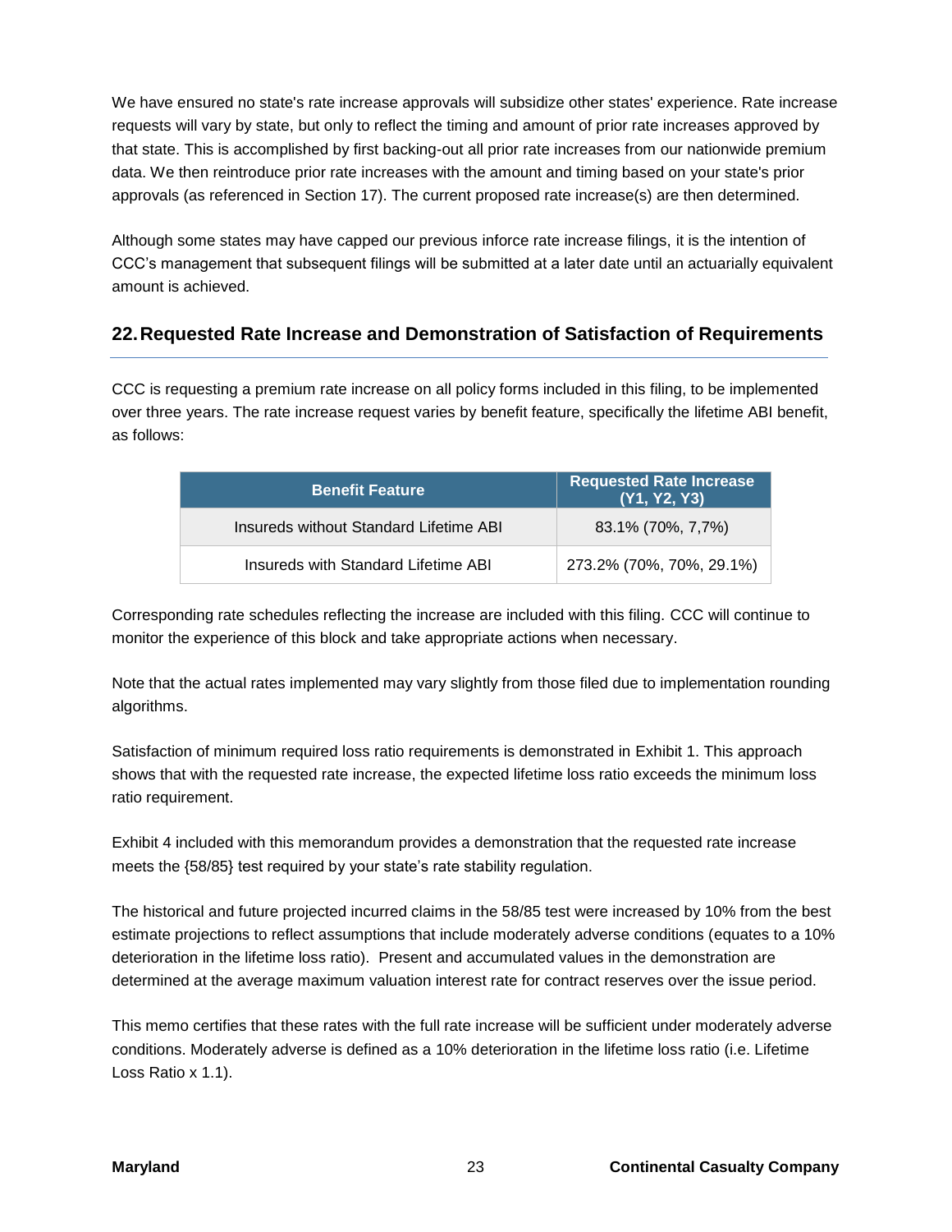We have ensured no state's rate increase approvals will subsidize other states' experience. Rate increase requests will vary by state, but only to reflect the timing and amount of prior rate increases approved by that state. This is accomplished by first backing-out all prior rate increases from our nationwide premium data. We then reintroduce prior rate increases with the amount and timing based on your state's prior approvals (as referenced in Section 17). The current proposed rate increase(s) are then determined.

Although some states may have capped our previous inforce rate increase filings, it is the intention of CCC's management that subsequent filings will be submitted at a later date until an actuarially equivalent amount is achieved.

## 22. Requested Rate Increase and Demonstration of Satisfaction of Requirements

CCC is requesting a premium rate increase on all policy forms included in this filing, to be implemented over three years. The rate increase request varies by benefit feature, specifically the lifetime ABI benefit, as follows:

| Benefit Feature | Requested Rate Increase (Y1, Y2, Y3) |
|---|---|
| Insureds without Standard Lifetime ABI | 83.1% (70%, 7,7%) |
| Insureds with Standard Lifetime ABI | 273.2% (70%, 70%, 29.1%) |

Corresponding rate schedules reflecting the increase are included with this filing. CCC will continue to monitor the experience of this block and take appropriate actions when necessary.

Note that the actual rates implemented may vary slightly from those filed due to implementation rounding algorithms.

Satisfaction of minimum required loss ratio requirements is demonstrated in Exhibit 1. This approach shows that with the requested rate increase, the expected lifetime loss ratio exceeds the minimum loss ratio requirement.

Exhibit 4 included with this memorandum provides a demonstration that the requested rate increase meets the {58/85} test required by your state's rate stability regulation.

The historical and future projected incurred claims in the 58/85 test were increased by 10% from the best estimate projections to reflect assumptions that include moderately adverse conditions (equates to a 10% deterioration in the lifetime loss ratio). Present and accumulated values in the demonstration are determined at the average maximum valuation interest rate for contract reserves over the issue period.

This memo certifies that these rates with the full rate increase will be sufficient under moderately adverse conditions. Moderately adverse is defined as a 10% deterioration in the lifetime loss ratio (i.e. Lifetime Loss Ratio x 1.1).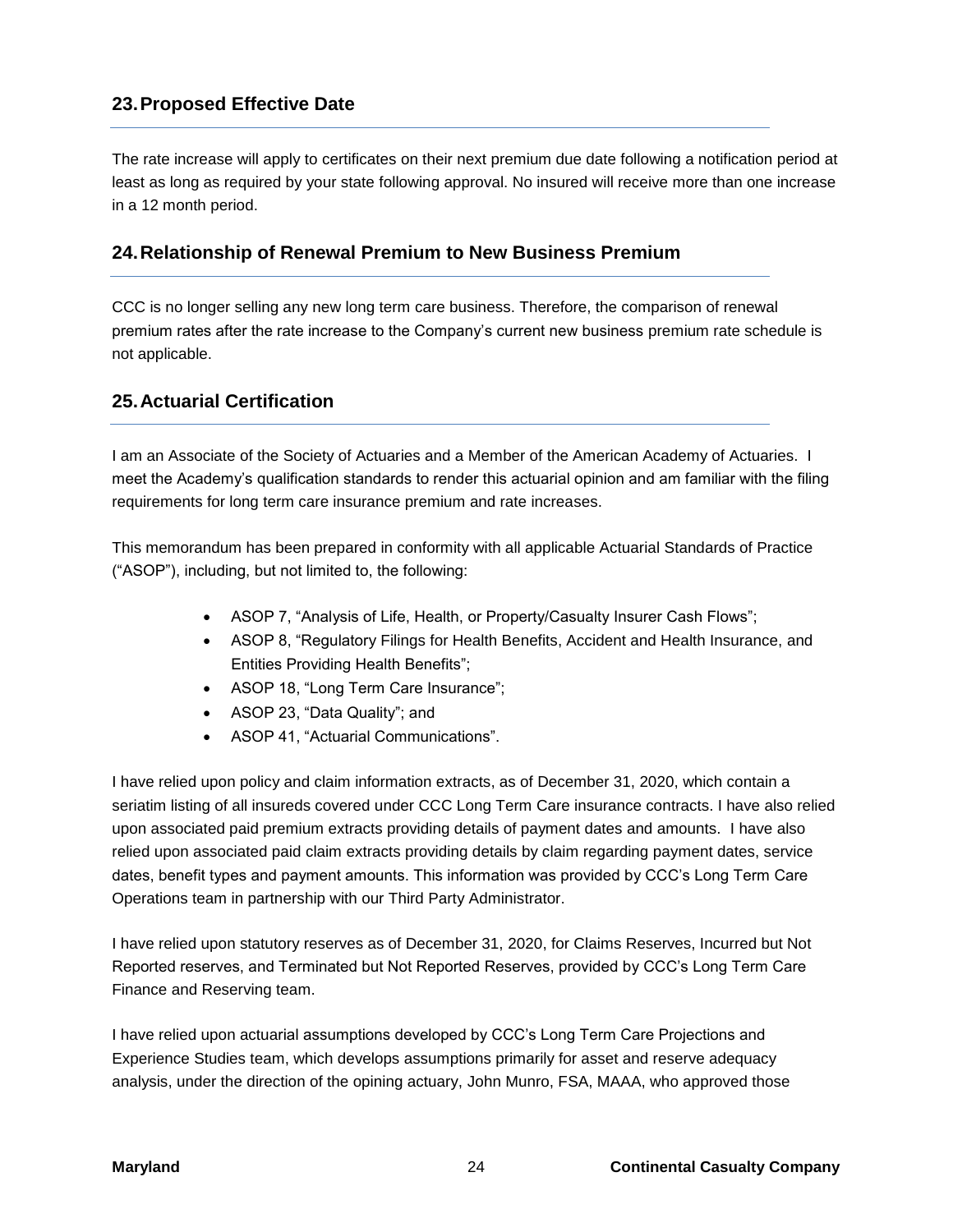## 23. Proposed Effective Date

The rate increase will apply to certificates on their next premium due date following a notification period at least as long as required by your state following approval. No insured will receive more than one increase in a 12 month period.

## 24. Relationship of Renewal Premium to New Business Premium

CCC is no longer selling any new long term care business. Therefore, the comparison of renewal premium rates after the rate increase to the Company's current new business premium rate schedule is not applicable.

## 25. Actuarial Certification

I am an Associate of the Society of Actuaries and a Member of the American Academy of Actuaries. I meet the Academy's qualification standards to render this actuarial opinion and am familiar with the filing requirements for long term care insurance premium and rate increases.

This memorandum has been prepared in conformity with all applicable Actuarial Standards of Practice ("ASOP"), including, but not limited to, the following:

- ASOP 7, "Analysis of Life, Health, or Property/Casualty Insurer Cash Flows";
- ASOP 8, "Regulatory Filings for Health Benefits, Accident and Health Insurance, and Entities Providing Health Benefits";
- ASOP 18, "Long Term Care Insurance";
- ASOP 23, "Data Quality"; and
- ASOP 41, "Actuarial Communications".

I have relied upon policy and claim information extracts, as of December 31, 2020, which contain a seriatim listing of all insureds covered under CCC Long Term Care insurance contracts. I have also relied upon associated paid premium extracts providing details of payment dates and amounts. I have also relied upon associated paid claim extracts providing details by claim regarding payment dates, service dates, benefit types and payment amounts. This information was provided by CCC's Long Term Care Operations team in partnership with our Third Party Administrator.

I have relied upon statutory reserves as of December 31, 2020, for Claims Reserves, Incurred but Not Reported reserves, and Terminated but Not Reported Reserves, provided by CCC's Long Term Care Finance and Reserving team.

I have relied upon actuarial assumptions developed by CCC's Long Term Care Projections and Experience Studies team, which develops assumptions primarily for asset and reserve adequacy analysis, under the direction of the opining actuary, John Munro, FSA, MAAA, who approved those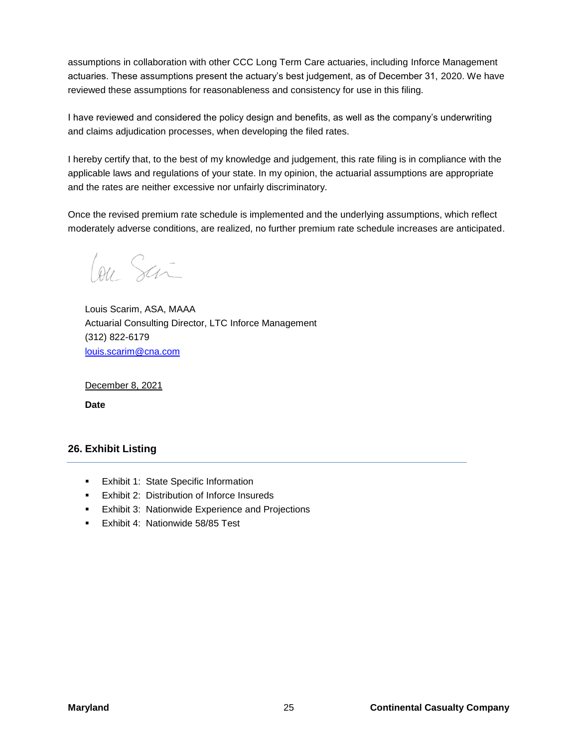assumptions in collaboration with other CCC Long Term Care actuaries, including Inforce Management actuaries. These assumptions present the actuary's best judgement, as of December 31, 2020. We have reviewed these assumptions for reasonableness and consistency for use in this filing.

I have reviewed and considered the policy design and benefits, as well as the company's underwriting and claims adjudication processes, when developing the filed rates.

I hereby certify that, to the best of my knowledge and judgement, this rate filing is in compliance with the applicable laws and regulations of your state. In my opinion, the actuarial assumptions are appropriate and the rates are neither excessive nor unfairly discriminatory.

Once the revised premium rate schedule is implemented and the underlying assumptions, which reflect moderately adverse conditions, are realized, no further premium rate schedule increases are anticipated.

Louis Scarim, ASA, MAAA
Actuarial Consulting Director, LTC Inforce Management
(312) 822-6179
louis.scarim@cna.com

December 8, 2021

**Date**

## 26. Exhibit Listing

- Exhibit 1: State Specific Information
- Exhibit 2: Distribution of Inforce Insureds
- Exhibit 3: Nationwide Experience and Projections
- Exhibit 4: Nationwide 58/85 Test